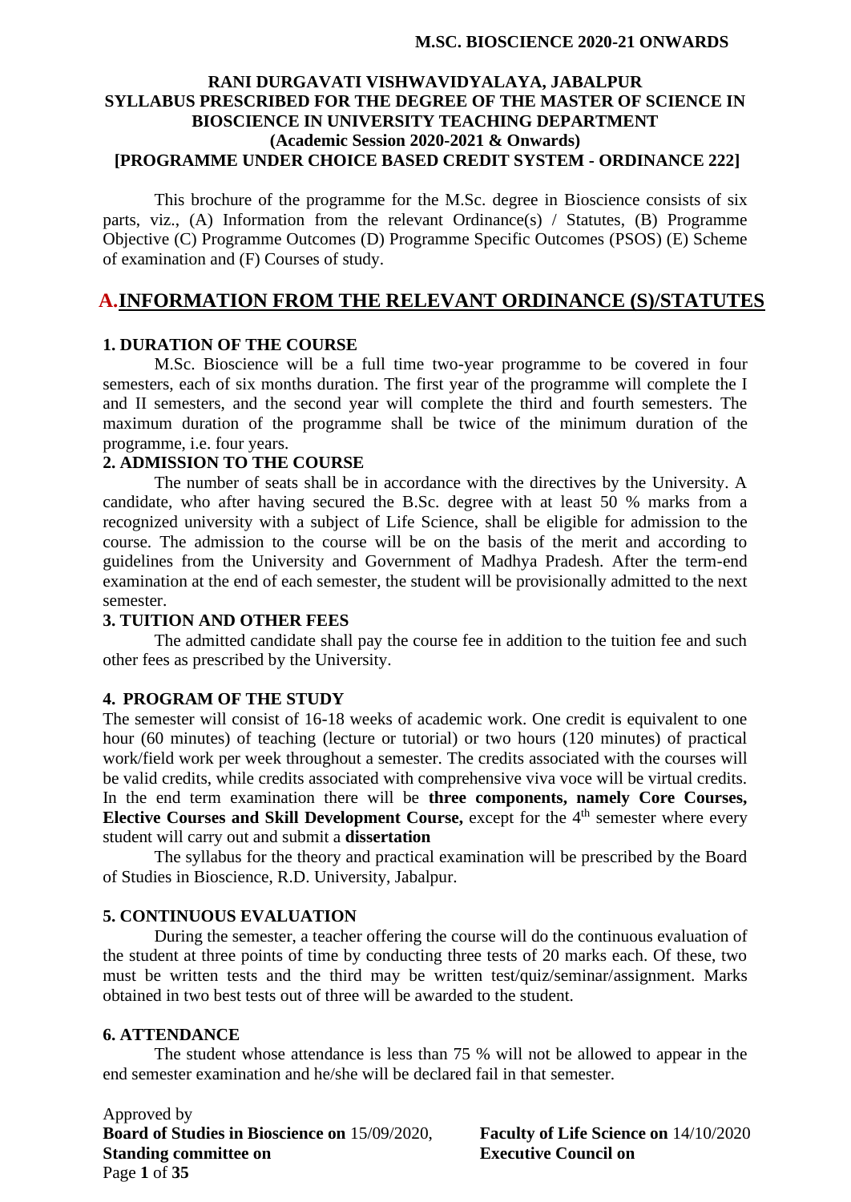**RANI DURGAVATI VISHWAVIDYALAYA, JABALPUR**
**SYLLABUS PRESCRIBED FOR THE DEGREE OF THE MASTER OF SCIENCE IN BIOSCIENCE IN UNIVERSITY TEACHING DEPARTMENT**
**(Academic Session 2020-2021 & Onwards)**
**[PROGRAMME UNDER CHOICE BASED CREDIT SYSTEM - ORDINANCE 222]**

This brochure of the programme for the M.Sc. degree in Bioscience consists of six parts, viz., (A) Information from the relevant Ordinance(s) / Statutes, (B) Programme Objective (C) Programme Outcomes (D) Programme Specific Outcomes (PSOS) (E) Scheme of examination and (F) Courses of study.

# A. INFORMATION FROM THE RELEVANT ORDINANCE (S)/STATUTES

### 1. DURATION OF THE COURSE

M.Sc. Bioscience will be a full time two-year programme to be covered in four semesters, each of six months duration. The first year of the programme will complete the I and II semesters, and the second year will complete the third and fourth semesters. The maximum duration of the programme shall be twice of the minimum duration of the programme, i.e. four years.

### 2. ADMISSION TO THE COURSE

The number of seats shall be in accordance with the directives by the University. A candidate, who after having secured the B.Sc. degree with at least 50 % marks from a recognized university with a subject of Life Science, shall be eligible for admission to the course. The admission to the course will be on the basis of the merit and according to guidelines from the University and Government of Madhya Pradesh. After the term-end examination at the end of each semester, the student will be provisionally admitted to the next semester.

### 3. TUITION AND OTHER FEES

The admitted candidate shall pay the course fee in addition to the tuition fee and such other fees as prescribed by the University.

### 4. PROGRAM OF THE STUDY

The semester will consist of 16-18 weeks of academic work. One credit is equivalent to one hour (60 minutes) of teaching (lecture or tutorial) or two hours (120 minutes) of practical work/field work per week throughout a semester. The credits associated with the courses will be valid credits, while credits associated with comprehensive viva voce will be virtual credits. In the end term examination there will be **three components, namely Core Courses, Elective Courses and Skill Development Course,** except for the 4th semester where every student will carry out and submit a **dissertation**

The syllabus for the theory and practical examination will be prescribed by the Board of Studies in Bioscience, R.D. University, Jabalpur.

### 5. CONTINUOUS EVALUATION

During the semester, a teacher offering the course will do the continuous evaluation of the student at three points of time by conducting three tests of 20 marks each. Of these, two must be written tests and the third may be written test/quiz/seminar/assignment. Marks obtained in two best tests out of three will be awarded to the student.

### 6. ATTENDANCE

The student whose attendance is less than 75 % will not be allowed to appear in the end semester examination and he/she will be declared fail in that semester.

Approved by
**Board of Studies in Bioscience on** 15/09/2020, **Faculty of Life Science on** 14/10/2020
**Standing committee on** **Executive Council on**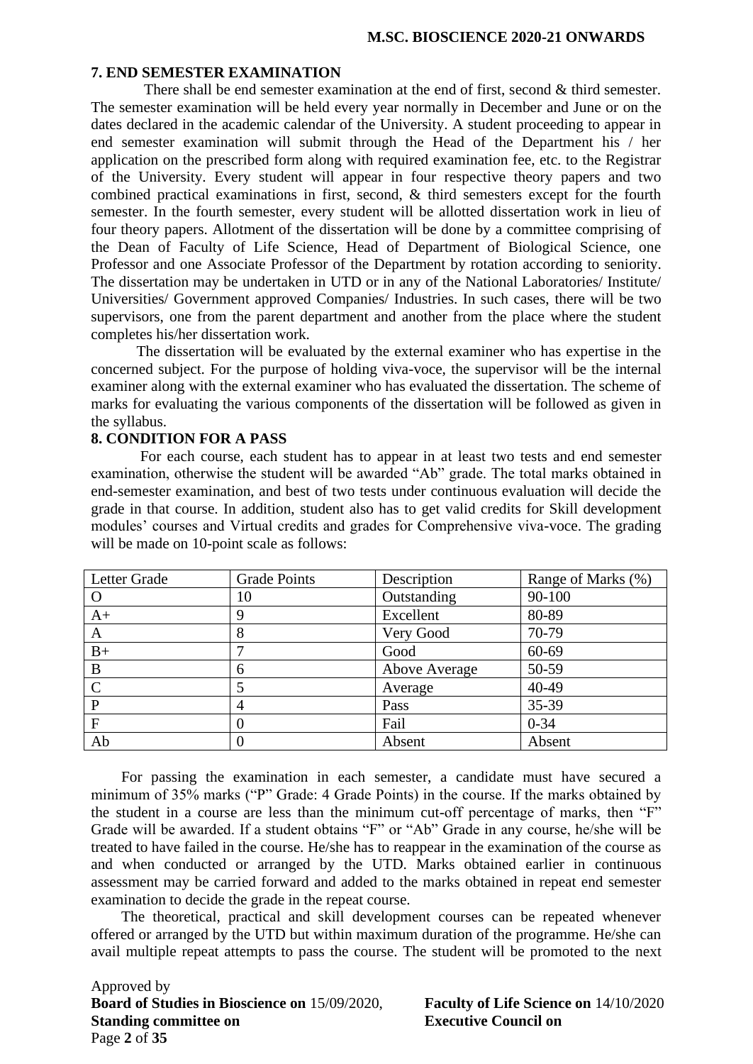## 7. END SEMESTER EXAMINATION

There shall be end semester examination at the end of first, second & third semester. The semester examination will be held every year normally in December and June or on the dates declared in the academic calendar of the University. A student proceeding to appear in end semester examination will submit through the Head of the Department his / her application on the prescribed form along with required examination fee, etc. to the Registrar of the University. Every student will appear in four respective theory papers and two combined practical examinations in first, second, & third semesters except for the fourth semester. In the fourth semester, every student will be allotted dissertation work in lieu of four theory papers. Allotment of the dissertation will be done by a committee comprising of the Dean of Faculty of Life Science, Head of Department of Biological Science, one Professor and one Associate Professor of the Department by rotation according to seniority. The dissertation may be undertaken in UTD or in any of the National Laboratories/ Institute/ Universities/ Government approved Companies/ Industries. In such cases, there will be two supervisors, one from the parent department and another from the place where the student completes his/her dissertation work.

The dissertation will be evaluated by the external examiner who has expertise in the concerned subject. For the purpose of holding viva-voce, the supervisor will be the internal examiner along with the external examiner who has evaluated the dissertation. The scheme of marks for evaluating the various components of the dissertation will be followed as given in the syllabus.

## 8. CONDITION FOR A PASS

For each course, each student has to appear in at least two tests and end semester examination, otherwise the student will be awarded "Ab" grade. The total marks obtained in end-semester examination, and best of two tests under continuous evaluation will decide the grade in that course. In addition, student also has to get valid credits for Skill development modules' courses and Virtual credits and grades for Comprehensive viva-voce. The grading will be made on 10-point scale as follows:

| Letter Grade | Grade Points | Description | Range of Marks (%) |
|---|---|---|---|
| O | 10 | Outstanding | 90-100 |
| A+ | 9 | Excellent | 80-89 |
| A | 8 | Very Good | 70-79 |
| B+ | 7 | Good | 60-69 |
| B | 6 | Above Average | 50-59 |
| C | 5 | Average | 40-49 |
| P | 4 | Pass | 35-39 |
| F | 0 | Fail | 0-34 |
| Ab | 0 | Absent | Absent |

For passing the examination in each semester, a candidate must have secured a minimum of 35% marks ("P" Grade: 4 Grade Points) in the course. If the marks obtained by the student in a course are less than the minimum cut-off percentage of marks, then "F" Grade will be awarded. If a student obtains "F" or "Ab" Grade in any course, he/she will be treated to have failed in the course. He/she has to reappear in the examination of the course as and when conducted or arranged by the UTD. Marks obtained earlier in continuous assessment may be carried forward and added to the marks obtained in repeat end semester examination to decide the grade in the repeat course.

The theoretical, practical and skill development courses can be repeated whenever offered or arranged by the UTD but within maximum duration of the programme. He/she can avail multiple repeat attempts to pass the course. The student will be promoted to the next

Approved by
**Board of Studies in Bioscience on** 15/09/2020, **Faculty of Life Science on** 14/10/2020
**Standing committee on** **Executive Council on**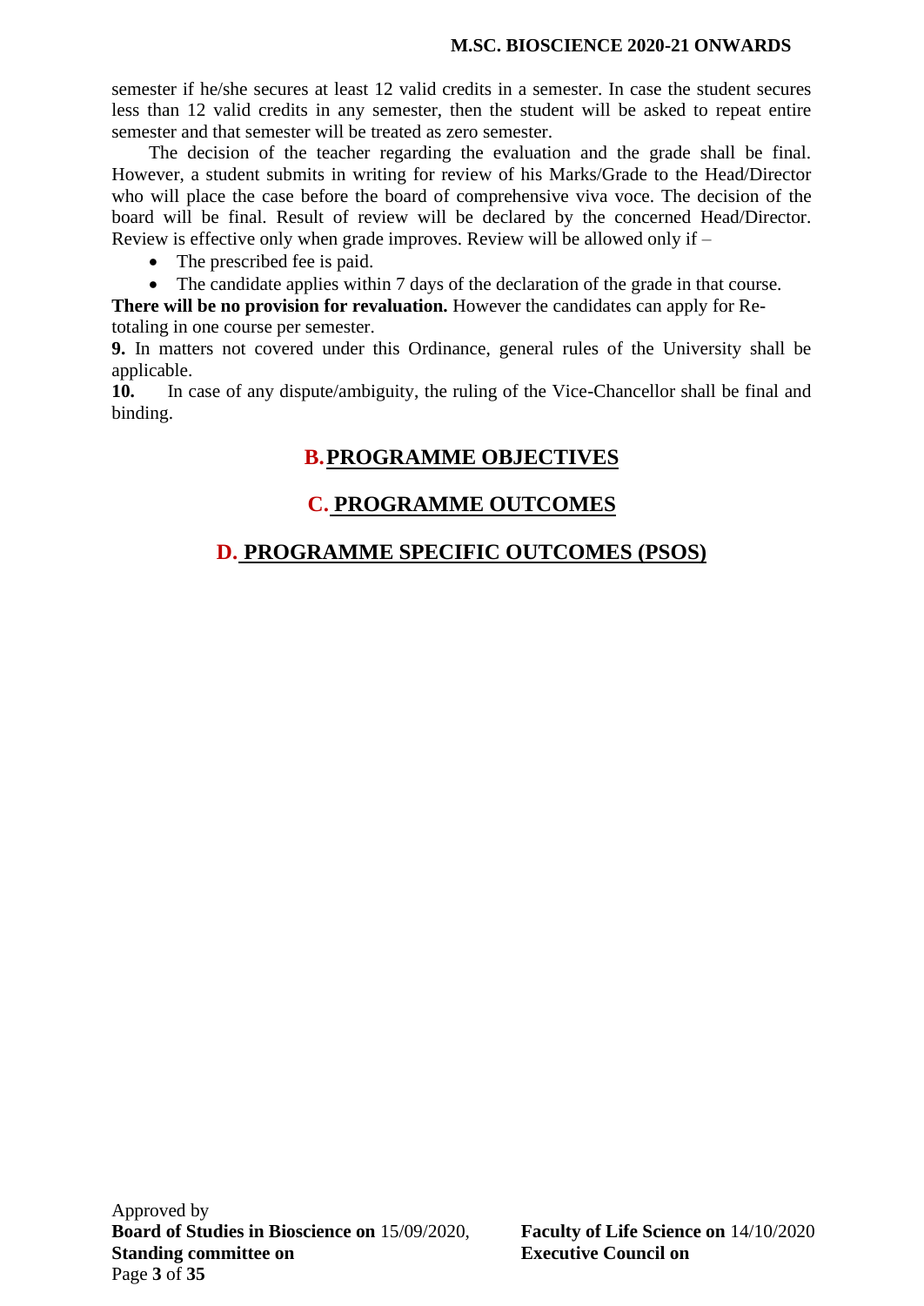semester if he/she secures at least 12 valid credits in a semester. In case the student secures less than 12 valid credits in any semester, then the student will be asked to repeat entire semester and that semester will be treated as zero semester.

The decision of the teacher regarding the evaluation and the grade shall be final. However, a student submits in writing for review of his Marks/Grade to the Head/Director who will place the case before the board of comprehensive viva voce. The decision of the board will be final. Result of review will be declared by the concerned Head/Director. Review is effective only when grade improves. Review will be allowed only if –

- The prescribed fee is paid.
- The candidate applies within 7 days of the declaration of the grade in that course.

**There will be no provision for revaluation.** However the candidates can apply for Re-totaling in one course per semester.

**9.** In matters not covered under this Ordinance, general rules of the University shall be applicable.

**10.** In case of any dispute/ambiguity, the ruling of the Vice-Chancellor shall be final and binding.

## B. PROGRAMME OBJECTIVES

## C. PROGRAMME OUTCOMES

## D. PROGRAMME SPECIFIC OUTCOMES (PSOS)

Approved by
**Board of Studies in Bioscience on** 15/09/2020, **Faculty of Life Science on** 14/10/2020
**Standing committee on** **Executive Council on**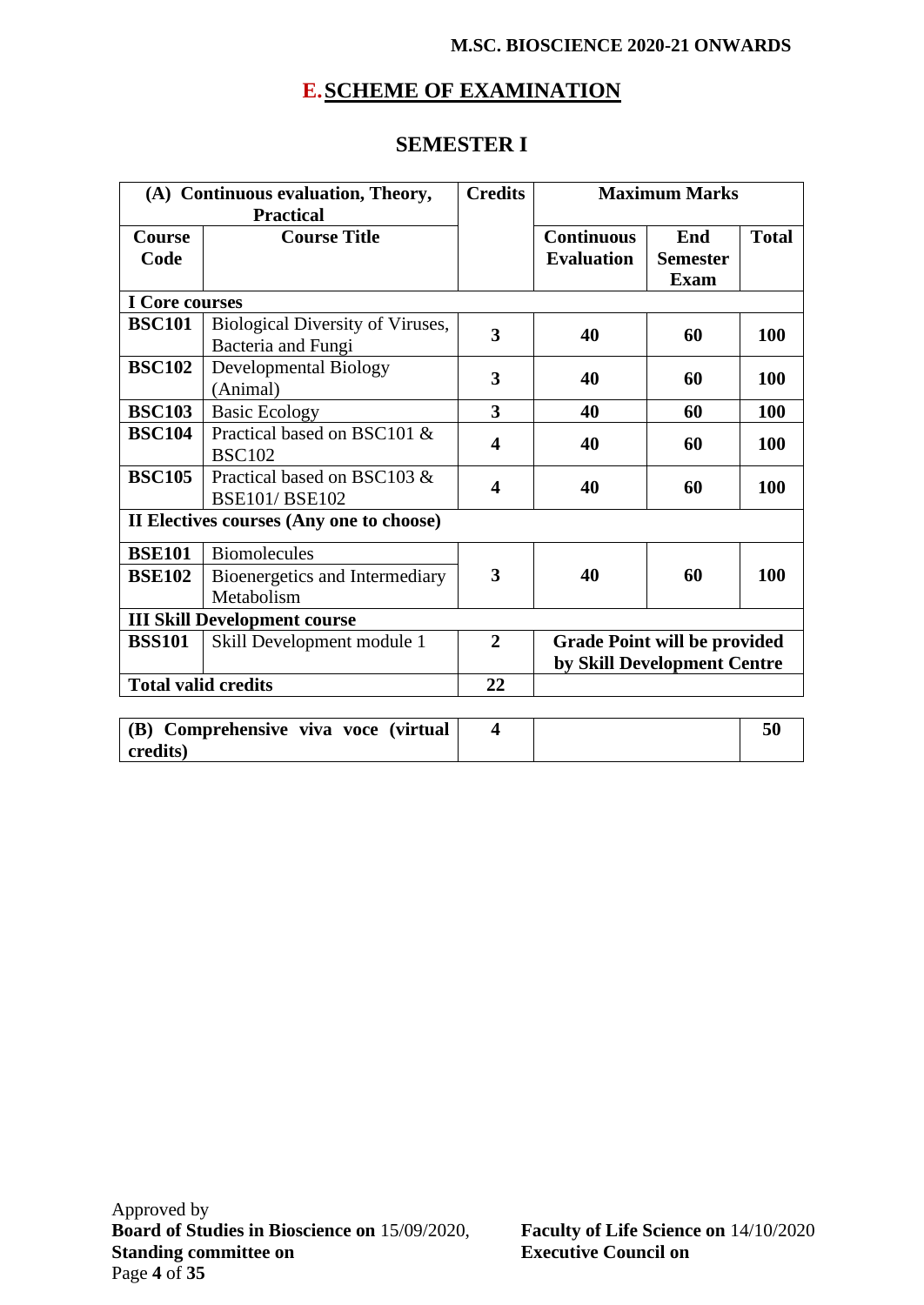## E. SCHEME OF EXAMINATION

### SEMESTER I

| (A) Continuous evaluation, Theory, Practical | | Credits | Maximum Marks | | |
|---|---|---|---|---|---|
| **Course Code** | **Course Title** | | **Continuous Evaluation** | **End Semester Exam** | **Total** |
| **I Core courses** | | | | | |
| **BSC101** | Biological Diversity of Viruses, Bacteria and Fungi | **3** | **40** | **60** | **100** |
| **BSC102** | Developmental Biology (Animal) | **3** | **40** | **60** | **100** |
| **BSC103** | Basic Ecology | **3** | **40** | **60** | **100** |
| **BSC104** | Practical based on BSC101 & BSC102 | **4** | **40** | **60** | **100** |
| **BSC105** | Practical based on BSC103 & BSE101/ BSE102 | **4** | **40** | **60** | **100** |
| **II Electives courses (Any one to choose)** | | | | | |
| **BSE101** | Biomolecules | **3** | **40** | **60** | **100** |
| **BSE102** | Bioenergetics and Intermediary Metabolism | | | | |
| **III Skill Development course** | | | | | |
| **BSS101** | Skill Development module 1 | **2** | **Grade Point will be provided by Skill Development Centre** | | |
| **Total valid credits** | | **22** | | | |

| (B) Comprehensive viva voce (virtual credits) | Credits | | Total |
|---|---|---|---|
| **(B) Comprehensive viva voce (virtual credits)** | **4** | | **50** |

Approved by
**Board of Studies in Bioscience on** 15/09/2020, **Faculty of Life Science on** 14/10/2020
**Standing committee on** **Executive Council on**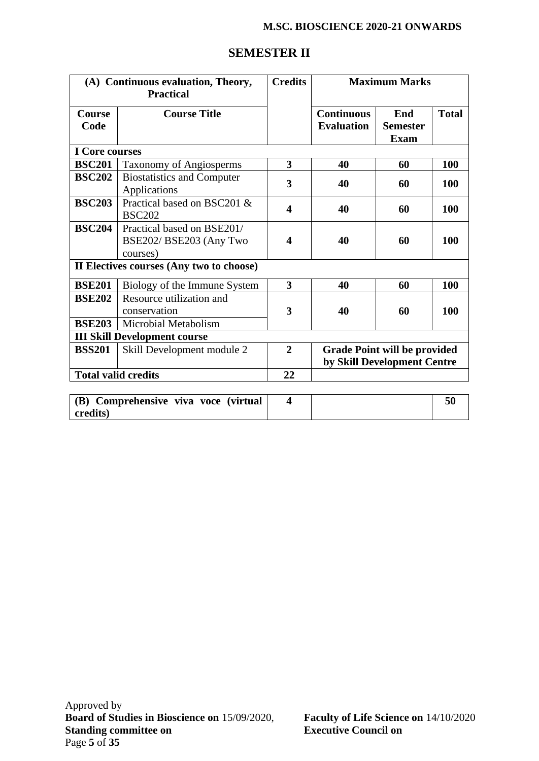## SEMESTER II

| (A) Continuous evaluation, Theory, Practical | | Credits | Maximum Marks | | |
|---|---|---|---|---|---|
| **Course Code** | **Course Title** | | **Continuous Evaluation** | **End Semester Exam** | **Total** |
| **I Core courses** | | | | | |
| **BSC201** | Taxonomy of Angiosperms | **3** | **40** | **60** | **100** |
| **BSC202** | Biostatistics and Computer Applications | **3** | **40** | **60** | **100** |
| **BSC203** | Practical based on BSC201 & BSC202 | **4** | **40** | **60** | **100** |
| **BSC204** | Practical based on BSE201/ BSE202/ BSE203 (Any Two courses) | **4** | **40** | **60** | **100** |
| **II Electives courses (Any two to choose)** | | | | | |
| **BSE201** | Biology of the Immune System | **3** | **40** | **60** | **100** |
| **BSE202** | Resource utilization and conservation | **3** | **40** | **60** | **100** |
| **BSE203** | Microbial Metabolism | | | | |
| **III Skill Development course** | | | | | |
| **BSS201** | Skill Development module 2 | **2** | **Grade Point will be provided by Skill Development Centre** | | |
| **Total valid credits** | | **22** | | | |

| **(B) Comprehensive viva voce (virtual credits)** | **4** | | **50** |
|---|---|---|---|

Approved by
**Board of Studies in Bioscience on** 15/09/2020, **Faculty of Life Science on** 14/10/2020
**Standing committee on** **Executive Council on**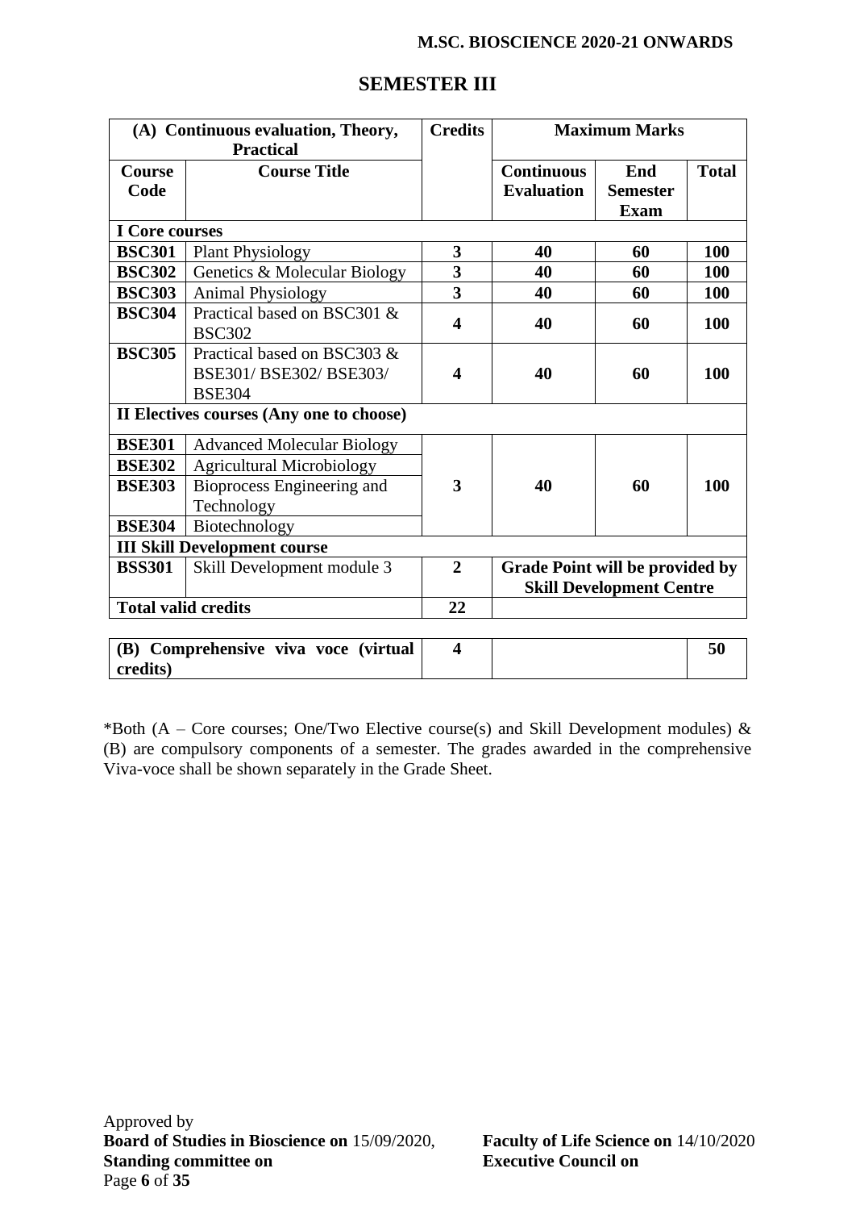## SEMESTER III

| (A) Continuous evaluation, Theory, Practical | | Credits | Maximum Marks | | |
|---|---|---|---|---|---|
| **Course Code** | **Course Title** | | **Continuous Evaluation** | **End Semester Exam** | **Total** |
| **I Core courses** | | | | | |
| **BSC301** | Plant Physiology | **3** | **40** | **60** | **100** |
| **BSC302** | Genetics & Molecular Biology | **3** | **40** | **60** | **100** |
| **BSC303** | Animal Physiology | **3** | **40** | **60** | **100** |
| **BSC304** | Practical based on BSC301 & BSC302 | **4** | **40** | **60** | **100** |
| **BSC305** | Practical based on BSC303 & BSE301/ BSE302/ BSE303/ BSE304 | **4** | **40** | **60** | **100** |
| **II Electives courses (Any one to choose)** | | | | | |
| **BSE301** | Advanced Molecular Biology | **3** | **40** | **60** | **100** |
| **BSE302** | Agricultural Microbiology | | | | |
| **BSE303** | Bioprocess Engineering and Technology | | | | |
| **BSE304** | Biotechnology | | | | |
| **III Skill Development course** | | | | | |
| **BSS301** | Skill Development module 3 | **2** | **Grade Point will be provided by Skill Development Centre** | | |
| **Total valid credits** | | **22** | | | |

| (B) Comprehensive viva voce (virtual credits) | 4 | | 50 |
|---|---|---|---|

*Both (A – Core courses; One/Two Elective course(s) and Skill Development modules) & (B) are compulsory components of a semester. The grades awarded in the comprehensive Viva-voce shall be shown separately in the Grade Sheet.

Approved by
**Board of Studies in Bioscience on** 15/09/2020,
**Standing committee on**

**Faculty of Life Science on** 14/10/2020
**Executive Council on**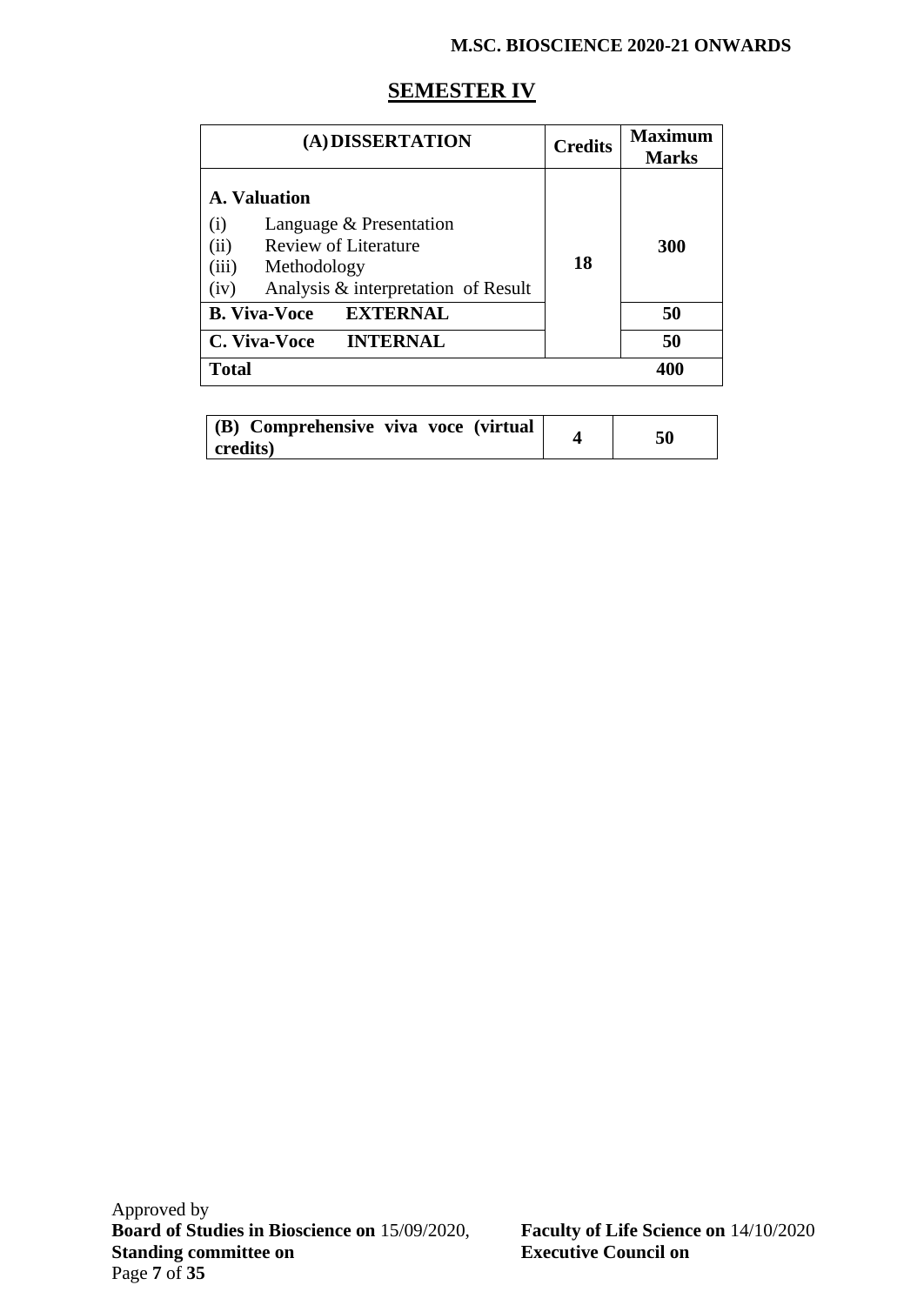# SEMESTER IV

| (A) DISSERTATION | Credits | Maximum Marks |
|---|---|---|
| **A. Valuation**<br>(i) Language & Presentation<br>(ii) Review of Literature<br>(iii) Methodology<br>(iv) Analysis & interpretation of Result | 18 | 300 |
| **B. Viva-Voce EXTERNAL** | | 50 |
| **C. Viva-Voce INTERNAL** | | 50 |
| **Total** | | 400 |

| (B) Comprehensive viva voce (virtual credits) | 4 | 50 |
|---|---|---|

Approved by
**Board of Studies in Bioscience on** 15/09/2020, **Faculty of Life Science on** 14/10/2020
**Standing committee on** **Executive Council on**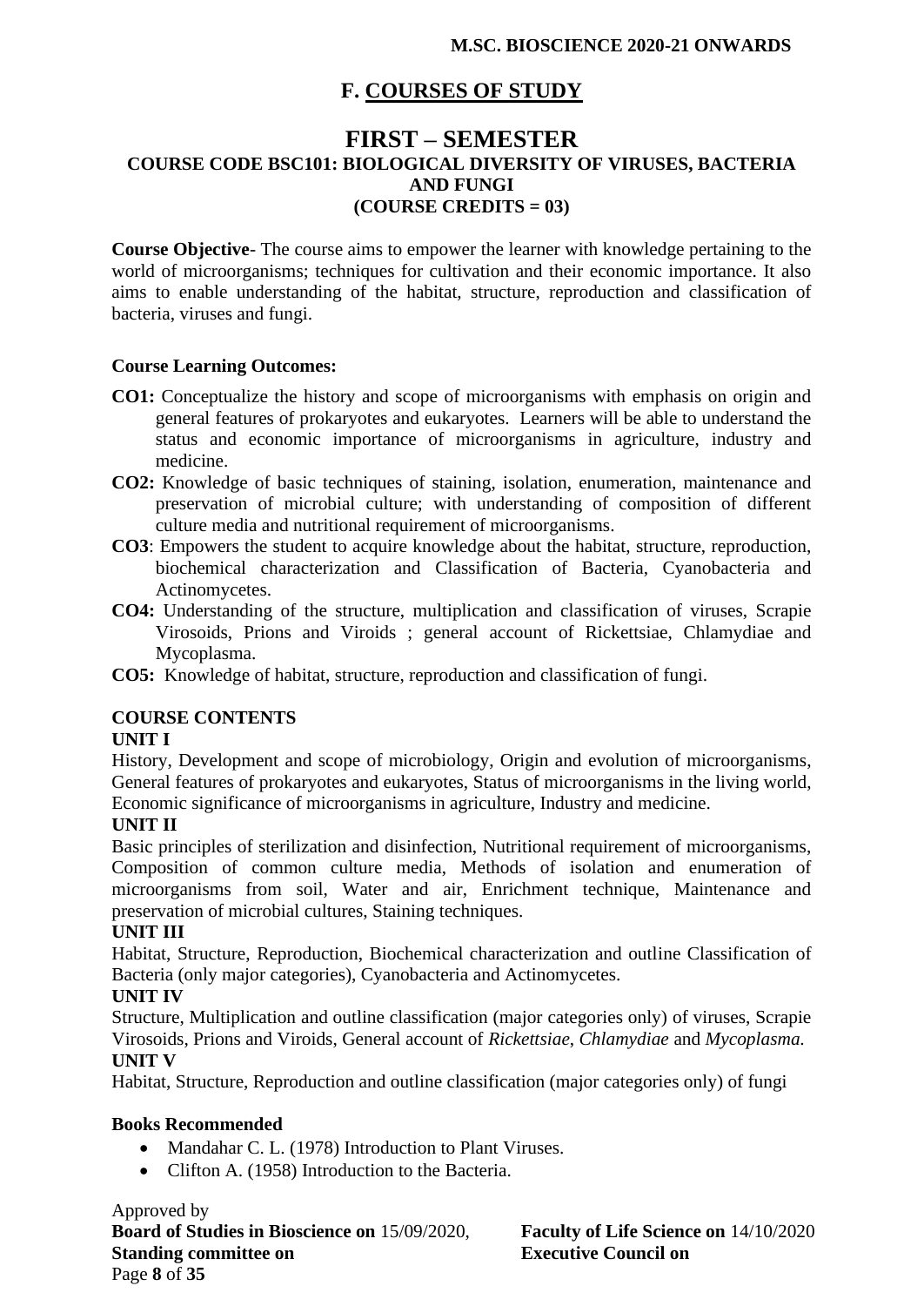## F. COURSES OF STUDY

# FIRST – SEMESTER

### COURSE CODE BSC101: BIOLOGICAL DIVERSITY OF VIRUSES, BACTERIA AND FUNGI
### (COURSE CREDITS = 03)

**Course Objective**- The course aims to empower the learner with knowledge pertaining to the world of microorganisms; techniques for cultivation and their economic importance. It also aims to enable understanding of the habitat, structure, reproduction and classification of bacteria, viruses and fungi.

**Course Learning Outcomes:**

**CO1:** Conceptualize the history and scope of microorganisms with emphasis on origin and general features of prokaryotes and eukaryotes. Learners will be able to understand the status and economic importance of microorganisms in agriculture, industry and medicine.

**CO2:** Knowledge of basic techniques of staining, isolation, enumeration, maintenance and preservation of microbial culture; with understanding of composition of different culture media and nutritional requirement of microorganisms.

**CO3**: Empowers the student to acquire knowledge about the habitat, structure, reproduction, biochemical characterization and Classification of Bacteria, Cyanobacteria and Actinomycetes.

**CO4:** Understanding of the structure, multiplication and classification of viruses, Scrapie Virosoids, Prions and Viroids ; general account of Rickettsiae, Chlamydiae and Mycoplasma.

**CO5:** Knowledge of habitat, structure, reproduction and classification of fungi.

**COURSE CONTENTS**

**UNIT I**

History, Development and scope of microbiology, Origin and evolution of microorganisms, General features of prokaryotes and eukaryotes, Status of microorganisms in the living world, Economic significance of microorganisms in agriculture, Industry and medicine.

**UNIT II**

Basic principles of sterilization and disinfection, Nutritional requirement of microorganisms, Composition of common culture media, Methods of isolation and enumeration of microorganisms from soil, Water and air, Enrichment technique, Maintenance and preservation of microbial cultures, Staining techniques.

**UNIT III**

Habitat, Structure, Reproduction, Biochemical characterization and outline Classification of Bacteria (only major categories), Cyanobacteria and Actinomycetes.

**UNIT IV**

Structure, Multiplication and outline classification (major categories only) of viruses, Scrapie Virosoids, Prions and Viroids, General account of *Rickettsiae*, *Chlamydiae* and *Mycoplasma.*

**UNIT V**

Habitat, Structure, Reproduction and outline classification (major categories only) of fungi

**Books Recommended**

- Mandahar C. L. (1978) Introduction to Plant Viruses.
- Clifton A. (1958) Introduction to the Bacteria.

Approved by
**Board of Studies in Bioscience on** 15/09/2020, **Faculty of Life Science on** 14/10/2020
**Standing committee on** **Executive Council on**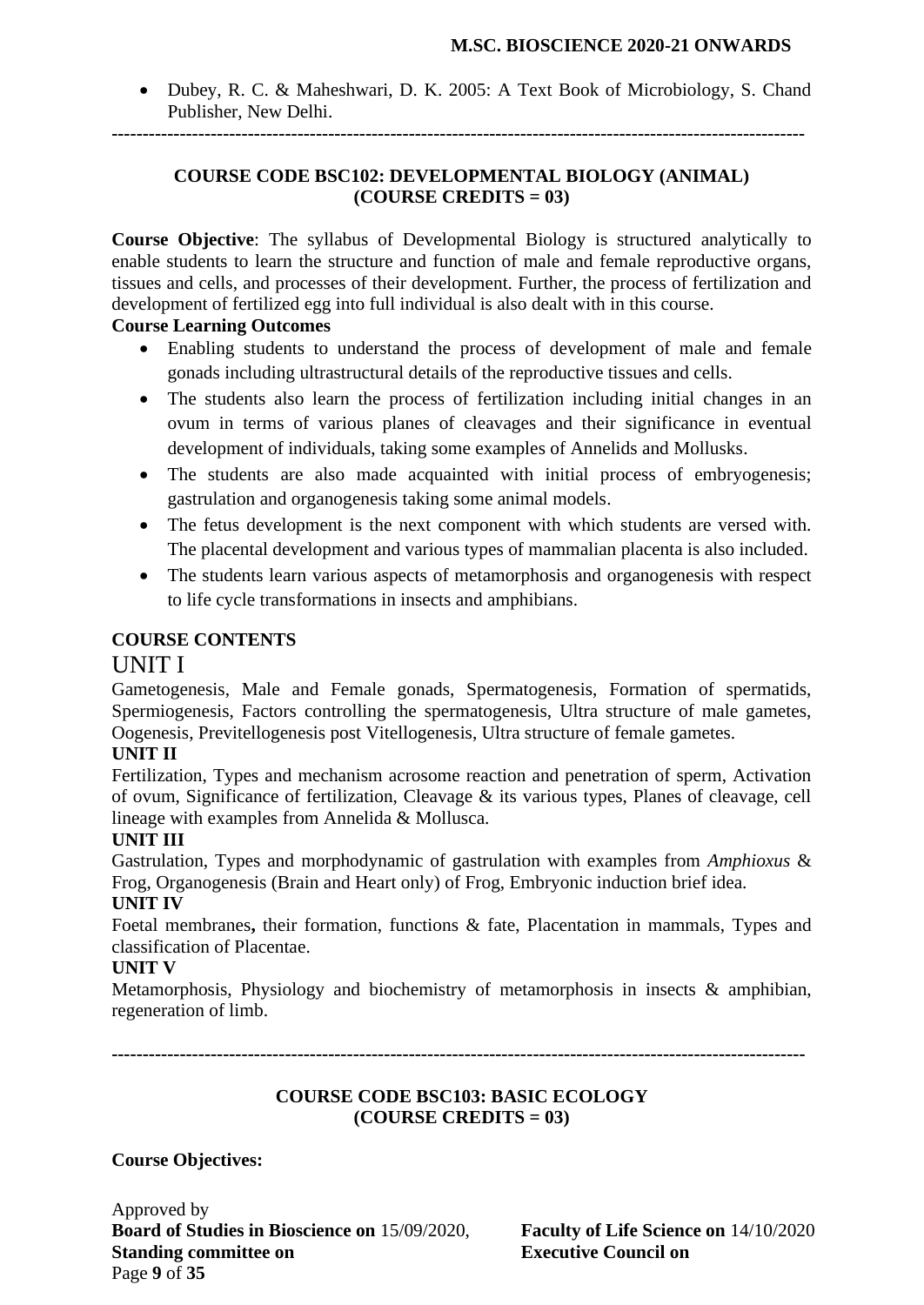- Dubey, R. C. & Maheshwari, D. K. 2005: A Text Book of Microbiology, S. Chand Publisher, New Delhi.

---

## COURSE CODE BSC102: DEVELOPMENTAL BIOLOGY (ANIMAL) (COURSE CREDITS = 03)

**Course Objective**: The syllabus of Developmental Biology is structured analytically to enable students to learn the structure and function of male and female reproductive organs, tissues and cells, and processes of their development. Further, the process of fertilization and development of fertilized egg into full individual is also dealt with in this course.

**Course Learning Outcomes**

- Enabling students to understand the process of development of male and female gonads including ultrastructural details of the reproductive tissues and cells.
- The students also learn the process of fertilization including initial changes in an ovum in terms of various planes of cleavages and their significance in eventual development of individuals, taking some examples of Annelids and Mollusks.
- The students are also made acquainted with initial process of embryogenesis; gastrulation and organogenesis taking some animal models.
- The fetus development is the next component with which students are versed with. The placental development and various types of mammalian placenta is also included.
- The students learn various aspects of metamorphosis and organogenesis with respect to life cycle transformations in insects and amphibians.

**COURSE CONTENTS**

UNIT I

Gametogenesis, Male and Female gonads, Spermatogenesis, Formation of spermatids, Spermiogenesis, Factors controlling the spermatogenesis, Ultra structure of male gametes, Oogenesis, Previtellogenesis post Vitellogenesis, Ultra structure of female gametes.

**UNIT II**

Fertilization, Types and mechanism acrosome reaction and penetration of sperm, Activation of ovum, Significance of fertilization, Cleavage & its various types, Planes of cleavage, cell lineage with examples from Annelida & Mollusca.

**UNIT III**

Gastrulation, Types and morphodynamic of gastrulation with examples from *Amphioxus* & Frog, Organogenesis (Brain and Heart only) of Frog, Embryonic induction brief idea.

**UNIT IV**

Foetal membranes**,** their formation, functions & fate, Placentation in mammals, Types and classification of Placentae.

**UNIT V**

Metamorphosis, Physiology and biochemistry of metamorphosis in insects & amphibian, regeneration of limb.

---

## COURSE CODE BSC103: BASIC ECOLOGY (COURSE CREDITS = 03)

**Course Objectives:**

Approved by
**Board of Studies in Bioscience on** 15/09/2020, **Faculty of Life Science on** 14/10/2020
**Standing committee on** **Executive Council on**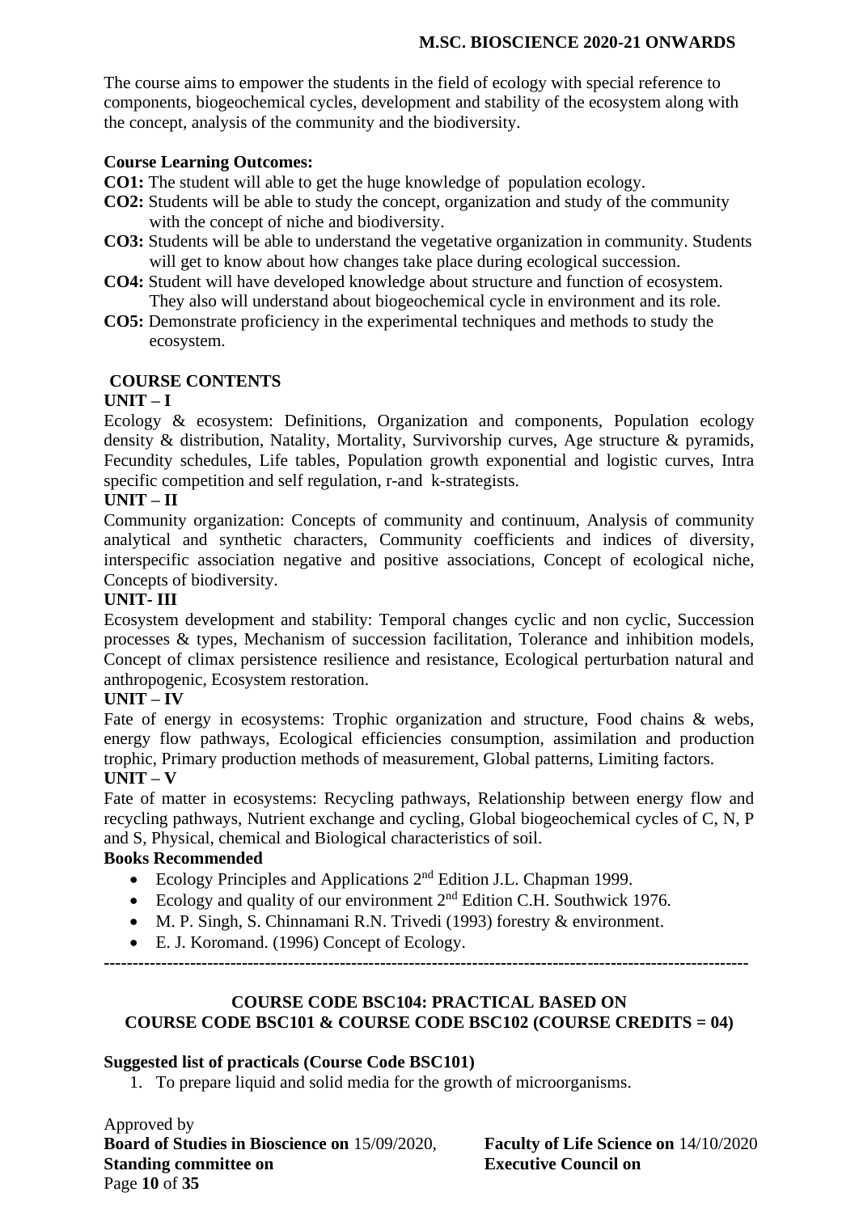The course aims to empower the students in the field of ecology with special reference to components, biogeochemical cycles, development and stability of the ecosystem along with the concept, analysis of the community and the biodiversity.

**Course Learning Outcomes:**

**CO1:** The student will able to get the huge knowledge of population ecology.

**CO2:** Students will be able to study the concept, organization and study of the community with the concept of niche and biodiversity.

**CO3:** Students will be able to understand the vegetative organization in community. Students will get to know about how changes take place during ecological succession.

**CO4:** Student will have developed knowledge about structure and function of ecosystem. They also will understand about biogeochemical cycle in environment and its role.

**CO5:** Demonstrate proficiency in the experimental techniques and methods to study the ecosystem.

**COURSE CONTENTS**

**UNIT – I**

Ecology & ecosystem: Definitions, Organization and components, Population ecology density & distribution, Natality, Mortality, Survivorship curves, Age structure & pyramids, Fecundity schedules, Life tables, Population growth exponential and logistic curves, Intra specific competition and self regulation, r-and k-strategists.

**UNIT – II**

Community organization: Concepts of community and continuum, Analysis of community analytical and synthetic characters, Community coefficients and indices of diversity, interspecific association negative and positive associations, Concept of ecological niche, Concepts of biodiversity.

**UNIT- III**

Ecosystem development and stability: Temporal changes cyclic and non cyclic, Succession processes & types, Mechanism of succession facilitation, Tolerance and inhibition models, Concept of climax persistence resilience and resistance, Ecological perturbation natural and anthropogenic, Ecosystem restoration.

**UNIT – IV**

Fate of energy in ecosystems: Trophic organization and structure, Food chains & webs, energy flow pathways, Ecological efficiencies consumption, assimilation and production trophic, Primary production methods of measurement, Global patterns, Limiting factors.

**UNIT – V**

Fate of matter in ecosystems: Recycling pathways, Relationship between energy flow and recycling pathways, Nutrient exchange and cycling, Global biogeochemical cycles of C, N, P and S, Physical, chemical and Biological characteristics of soil.

**Books Recommended**

- Ecology Principles and Applications 2nd Edition J.L. Chapman 1999.
- Ecology and quality of our environment 2nd Edition C.H. Southwick 1976.
- M. P. Singh, S. Chinnamani R.N. Trivedi (1993) forestry & environment.
- E. J. Koromand. (1996) Concept of Ecology.

---

**COURSE CODE BSC104: PRACTICAL BASED ON COURSE CODE BSC101 & COURSE CODE BSC102 (COURSE CREDITS = 04)**

**Suggested list of practicals (Course Code BSC101)**

1. To prepare liquid and solid media for the growth of microorganisms.

Approved by

**Board of Studies in Bioscience on** 15/09/2020, **Faculty of Life Science on** 14/10/2020

**Standing committee on** **Executive Council on**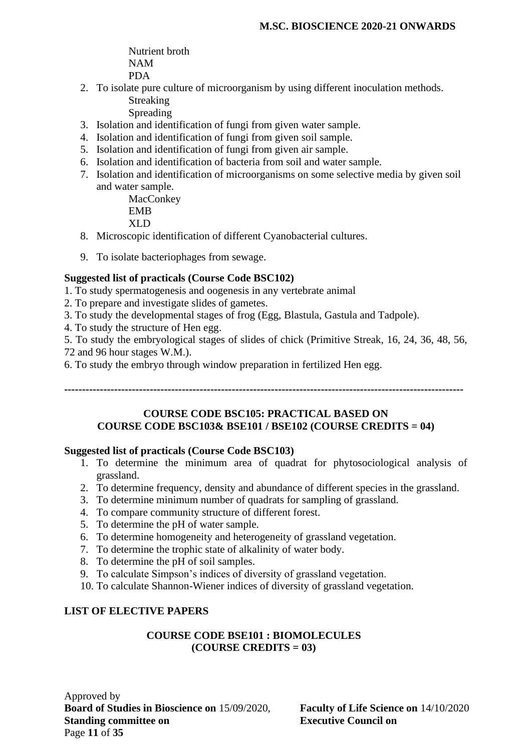Nutrient broth
    NAM
    PDA

2. To isolate pure culture of microorganism by using different inoculation methods.
    Streaking
    Spreading
3. Isolation and identification of fungi from given water sample.
4. Isolation and identification of fungi from given soil sample.
5. Isolation and identification of fungi from given air sample.
6. Isolation and identification of bacteria from soil and water sample.
7. Isolation and identification of microorganisms on some selective media by given soil and water sample.
    MacConkey
    EMB
    XLD
8. Microscopic identification of different Cyanobacterial cultures.
9. To isolate bacteriophages from sewage.

**Suggested list of practicals (Course Code BSC102)**

1. To study spermatogenesis and oogenesis in any vertebrate animal
2. To prepare and investigate slides of gametes.
3. To study the developmental stages of frog (Egg, Blastula, Gastula and Tadpole).
4. To study the structure of Hen egg.
5. To study the embryological stages of slides of chick (Primitive Streak, 16, 24, 36, 48, 56, 72 and 96 hour stages W.M.).
6. To study the embryo through window preparation in fertilized Hen egg.

---

**COURSE CODE BSC105: PRACTICAL BASED ON COURSE CODE BSC103& BSE101 / BSE102 (COURSE CREDITS = 04)**

**Suggested list of practicals (Course Code BSC103)**

1. To determine the minimum area of quadrat for phytosociological analysis of grassland.
2. To determine frequency, density and abundance of different species in the grassland.
3. To determine minimum number of quadrats for sampling of grassland.
4. To compare community structure of different forest.
5. To determine the pH of water sample.
6. To determine homogeneity and heterogeneity of grassland vegetation.
7. To determine the trophic state of alkalinity of water body.
8. To determine the pH of soil samples.
9. To calculate Simpson's indices of diversity of grassland vegetation.
10. To calculate Shannon-Wiener indices of diversity of grassland vegetation.

**LIST OF ELECTIVE PAPERS**

**COURSE CODE BSE101 : BIOMOLECULES (COURSE CREDITS = 03)**

Approved by
**Board of Studies in Bioscience on** 15/09/2020, **Faculty of Life Science on** 14/10/2020
**Standing committee on** **Executive Council on**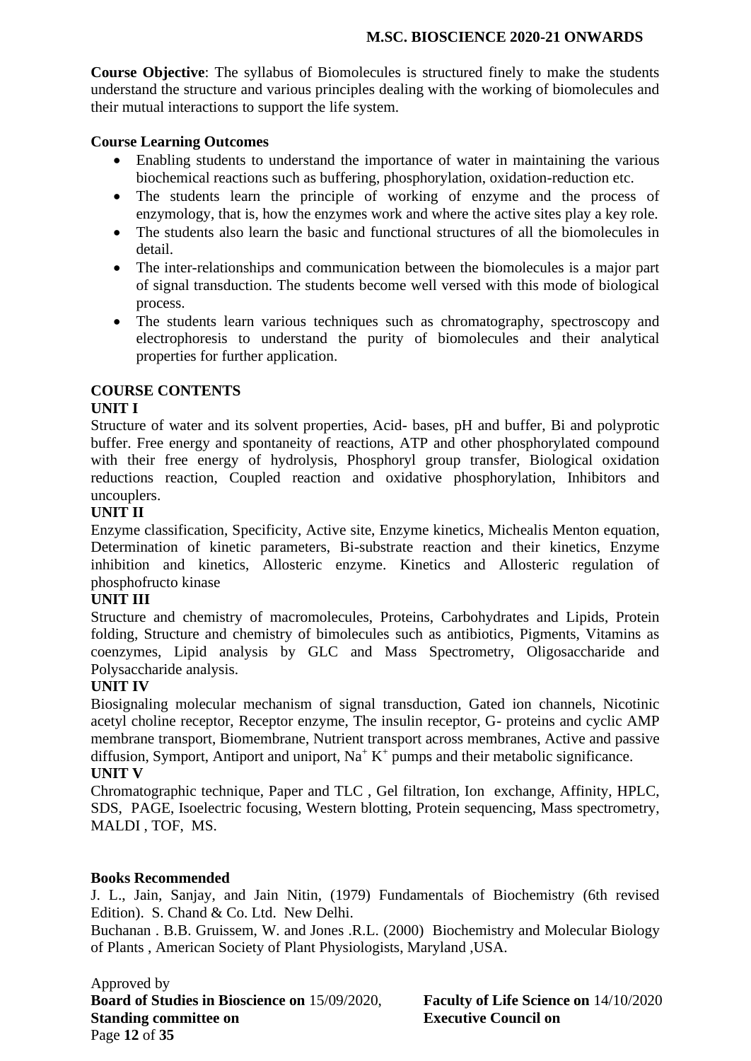**Course Objective**: The syllabus of Biomolecules is structured finely to make the students understand the structure and various principles dealing with the working of biomolecules and their mutual interactions to support the life system.

**Course Learning Outcomes**

- Enabling students to understand the importance of water in maintaining the various biochemical reactions such as buffering, phosphorylation, oxidation-reduction etc.
- The students learn the principle of working of enzyme and the process of enzymology, that is, how the enzymes work and where the active sites play a key role.
- The students also learn the basic and functional structures of all the biomolecules in detail.
- The inter-relationships and communication between the biomolecules is a major part of signal transduction. The students become well versed with this mode of biological process.
- The students learn various techniques such as chromatography, spectroscopy and electrophoresis to understand the purity of biomolecules and their analytical properties for further application.

**COURSE CONTENTS**

**UNIT I**

Structure of water and its solvent properties, Acid- bases, pH and buffer, Bi and polyprotic buffer. Free energy and spontaneity of reactions, ATP and other phosphorylated compound with their free energy of hydrolysis, Phosphoryl group transfer, Biological oxidation reductions reaction, Coupled reaction and oxidative phosphorylation, Inhibitors and uncouplers.

**UNIT II**

Enzyme classification, Specificity, Active site, Enzyme kinetics, Michealis Menton equation, Determination of kinetic parameters, Bi-substrate reaction and their kinetics, Enzyme inhibition and kinetics, Allosteric enzyme. Kinetics and Allosteric regulation of phosphofructo kinase

**UNIT III**

Structure and chemistry of macromolecules, Proteins, Carbohydrates and Lipids, Protein folding, Structure and chemistry of bimolecules such as antibiotics, Pigments, Vitamins as coenzymes, Lipid analysis by GLC and Mass Spectrometry, Oligosaccharide and Polysaccharide analysis.

**UNIT IV**

Biosignaling molecular mechanism of signal transduction, Gated ion channels, Nicotinic acetyl choline receptor, Receptor enzyme, The insulin receptor, G- proteins and cyclic AMP membrane transport, Biomembrane, Nutrient transport across membranes, Active and passive diffusion, Symport, Antiport and uniport, $Na^+$ $K^+$ pumps and their metabolic significance.

**UNIT V**

Chromatographic technique, Paper and TLC , Gel filtration, Ion exchange, Affinity, HPLC, SDS, PAGE, Isoelectric focusing, Western blotting, Protein sequencing, Mass spectrometry, MALDI , TOF, MS.

**Books Recommended**

J. L., Jain, Sanjay, and Jain Nitin, (1979) Fundamentals of Biochemistry (6th revised Edition). S. Chand & Co. Ltd. New Delhi.

Buchanan . B.B. Gruissem, W. and Jones .R.L. (2000) Biochemistry and Molecular Biology of Plants , American Society of Plant Physiologists, Maryland ,USA.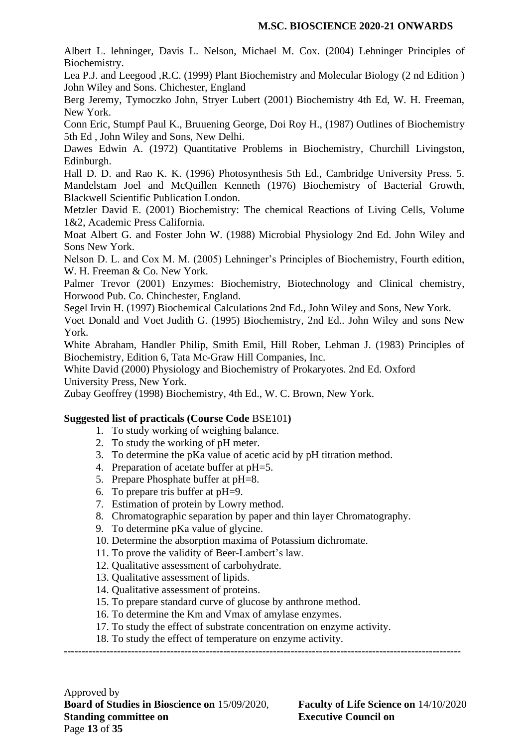Albert L. lehninger, Davis L. Nelson, Michael M. Cox. (2004) Lehninger Principles of Biochemistry.

Lea P.J. and Leegood ,R.C. (1999) Plant Biochemistry and Molecular Biology (2 nd Edition ) John Wiley and Sons. Chichester, England

Berg Jeremy, Tymoczko John, Stryer Lubert (2001) Biochemistry 4th Ed, W. H. Freeman, New York.

Conn Eric, Stumpf Paul K., Bruuening George, Doi Roy H., (1987) Outlines of Biochemistry 5th Ed , John Wiley and Sons, New Delhi.

Dawes Edwin A. (1972) Quantitative Problems in Biochemistry, Churchill Livingston, Edinburgh.

Hall D. D. and Rao K. K. (1996) Photosynthesis 5th Ed., Cambridge University Press. 5. Mandelstam Joel and McQuillen Kenneth (1976) Biochemistry of Bacterial Growth, Blackwell Scientific Publication London.

Metzler David E. (2001) Biochemistry: The chemical Reactions of Living Cells, Volume 1&2, Academic Press California.

Moat Albert G. and Foster John W. (1988) Microbial Physiology 2nd Ed. John Wiley and Sons New York.

Nelson D. L. and Cox M. M. (2005) Lehninger's Principles of Biochemistry, Fourth edition, W. H. Freeman & Co. New York.

Palmer Trevor (2001) Enzymes: Biochemistry, Biotechnology and Clinical chemistry, Horwood Pub. Co. Chinchester, England.

Segel Irvin H. (1997) Biochemical Calculations 2nd Ed., John Wiley and Sons, New York.

Voet Donald and Voet Judith G. (1995) Biochemistry, 2nd Ed.. John Wiley and sons New York.

White Abraham, Handler Philip, Smith Emil, Hill Rober, Lehman J. (1983) Principles of Biochemistry, Edition 6, Tata Mc-Graw Hill Companies, Inc.

White David (2000) Physiology and Biochemistry of Prokaryotes. 2nd Ed. Oxford University Press, New York.

Zubay Geoffrey (1998) Biochemistry, 4th Ed., W. C. Brown, New York.

**Suggested list of practicals (Course Code** BSE101**)**

1. To study working of weighing balance.
2. To study the working of pH meter.
3. To determine the pKa value of acetic acid by pH titration method.
4. Preparation of acetate buffer at pH=5.
5. Prepare Phosphate buffer at pH=8.
6. To prepare tris buffer at pH=9.
7. Estimation of protein by Lowry method.
8. Chromatographic separation by paper and thin layer Chromatography.
9. To determine pKa value of glycine.
10. Determine the absorption maxima of Potassium dichromate.
11. To prove the validity of Beer-Lambert's law.
12. Qualitative assessment of carbohydrate.
13. Qualitative assessment of lipids.
14. Qualitative assessment of proteins.
15. To prepare standard curve of glucose by anthrone method.
16. To determine the Km and Vmax of amylase enzymes.
17. To study the effect of substrate concentration on enzyme activity.
18. To study the effect of temperature on enzyme activity.

---

Approved by
**Board of Studies in Bioscience on** 15/09/2020, **Faculty of Life Science on** 14/10/2020
**Standing committee on** **Executive Council on**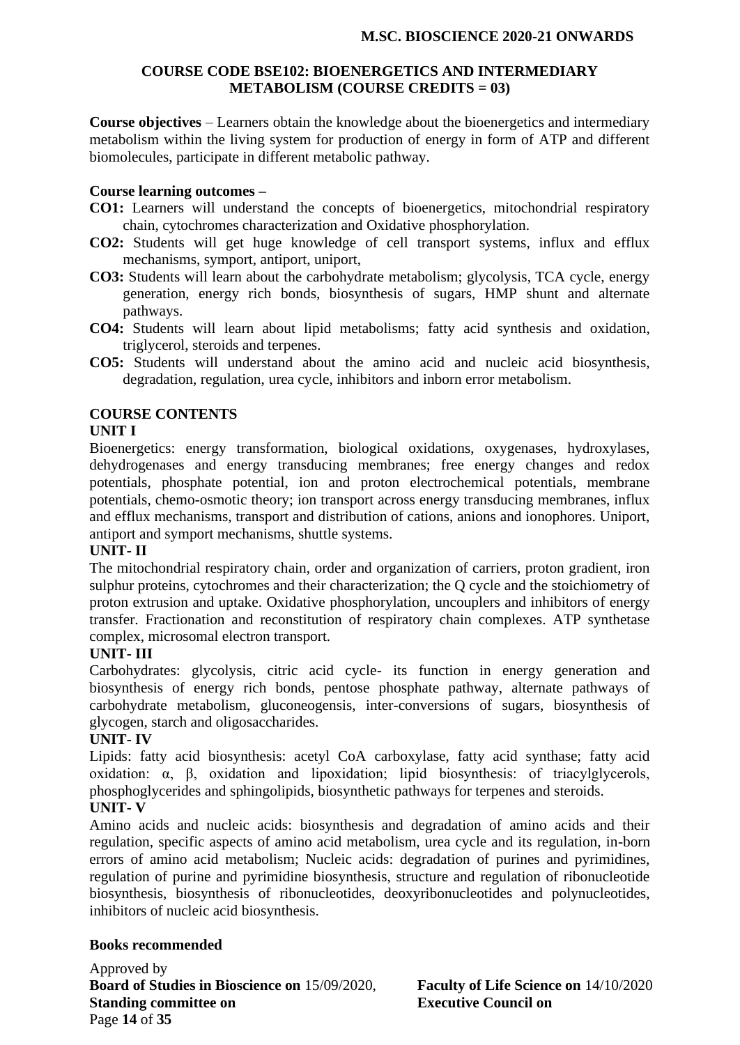## COURSE CODE BSE102: BIOENERGETICS AND INTERMEDIARY METABOLISM (COURSE CREDITS = 03)

**Course objectives** – Learners obtain the knowledge about the bioenergetics and intermediary metabolism within the living system for production of energy in form of ATP and different biomolecules, participate in different metabolic pathway.

**Course learning outcomes –**

**CO1:** Learners will understand the concepts of bioenergetics, mitochondrial respiratory chain, cytochromes characterization and Oxidative phosphorylation.

**CO2:** Students will get huge knowledge of cell transport systems, influx and efflux mechanisms, symport, antiport, uniport,

**CO3:** Students will learn about the carbohydrate metabolism; glycolysis, TCA cycle, energy generation, energy rich bonds, biosynthesis of sugars, HMP shunt and alternate pathways.

**CO4:** Students will learn about lipid metabolisms; fatty acid synthesis and oxidation, triglycerol, steroids and terpenes.

**CO5:** Students will understand about the amino acid and nucleic acid biosynthesis, degradation, regulation, urea cycle, inhibitors and inborn error metabolism.

### COURSE CONTENTS

**UNIT I**

Bioenergetics: energy transformation, biological oxidations, oxygenases, hydroxylases, dehydrogenases and energy transducing membranes; free energy changes and redox potentials, phosphate potential, ion and proton electrochemical potentials, membrane potentials, chemo-osmotic theory; ion transport across energy transducing membranes, influx and efflux mechanisms, transport and distribution of cations, anions and ionophores. Uniport, antiport and symport mechanisms, shuttle systems.

**UNIT- II**

The mitochondrial respiratory chain, order and organization of carriers, proton gradient, iron sulphur proteins, cytochromes and their characterization; the Q cycle and the stoichiometry of proton extrusion and uptake. Oxidative phosphorylation, uncouplers and inhibitors of energy transfer. Fractionation and reconstitution of respiratory chain complexes. ATP synthetase complex, microsomal electron transport.

**UNIT- III**

Carbohydrates: glycolysis, citric acid cycle- its function in energy generation and biosynthesis of energy rich bonds, pentose phosphate pathway, alternate pathways of carbohydrate metabolism, gluconeogensis, inter-conversions of sugars, biosynthesis of glycogen, starch and oligosaccharides.

**UNIT- IV**

Lipids: fatty acid biosynthesis: acetyl CoA carboxylase, fatty acid synthase; fatty acid oxidation: α, β, oxidation and lipoxidation; lipid biosynthesis: of triacylglycerols, phosphoglycerides and sphingolipids, biosynthetic pathways for terpenes and steroids.

**UNIT- V**

Amino acids and nucleic acids: biosynthesis and degradation of amino acids and their regulation, specific aspects of amino acid metabolism, urea cycle and its regulation, in-born errors of amino acid metabolism; Nucleic acids: degradation of purines and pyrimidines, regulation of purine and pyrimidine biosynthesis, structure and regulation of ribonucleotide biosynthesis, biosynthesis of ribonucleotides, deoxyribonucleotides and polynucleotides, inhibitors of nucleic acid biosynthesis.

**Books recommended**

Approved by
**Board of Studies in Bioscience on** 15/09/2020, **Faculty of Life Science on** 14/10/2020
**Standing committee on** **Executive Council on**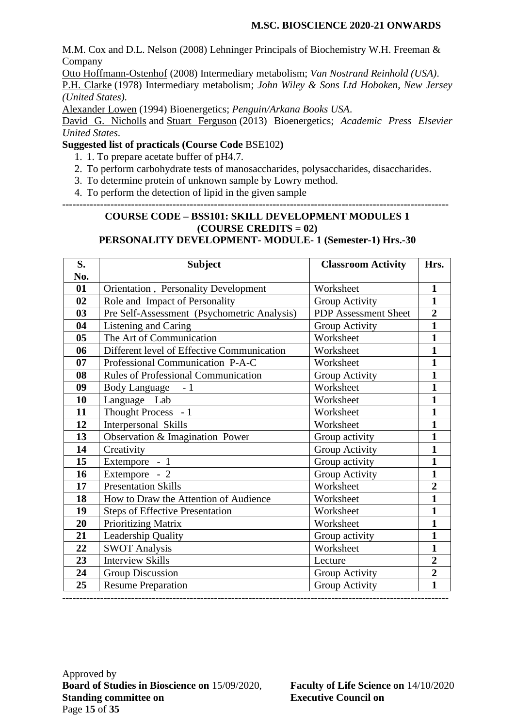M.M. Cox and D.L. Nelson (2008) Lehninger Principals of Biochemistry W.H. Freeman & Company

Otto Hoffmann-Ostenhof (2008) Intermediary metabolism; *Van Nostrand Reinhold (USA)*.

P.H. Clarke (1978) Intermediary metabolism; *John Wiley & Sons Ltd Hoboken, New Jersey (United States)*.

Alexander Lowen (1994) Bioenergetics; *Penguin/Arkana Books USA*.

David G. Nicholls and Stuart Ferguson (2013) Bioenergetics; *Academic Press Elsevier United States*.

**Suggested list of practicals (Course Code** BSE102**)**

1. 1. To prepare acetate buffer of pH4.7.
2. To perform carbohydrate tests of manosaccharides, polysaccharides, disaccharides.
3. To determine protein of unknown sample by Lowry method.
4. To perform the detection of lipid in the given sample

---

**COURSE CODE – BSS101: SKILL DEVELOPMENT MODULES 1**
**(COURSE CREDITS = 02)**
**PERSONALITY DEVELOPMENT- MODULE- 1 (Semester-1) Hrs.-30**

| S. No. | Subject | Classroom Activity | Hrs. |
|---|---|---|---|
| 01 | Orientation , Personality Development | Worksheet | 1 |
| 02 | Role and Impact of Personality | Group Activity | 1 |
| 03 | Pre Self-Assessment (Psychometric Analysis) | PDP Assessment Sheet | 2 |
| 04 | Listening and Caring | Group Activity | 1 |
| 05 | The Art of Communication | Worksheet | 1 |
| 06 | Different level of Effective Communication | Worksheet | 1 |
| 07 | Professional Communication P-A-C | Worksheet | 1 |
| 08 | Rules of Professional Communication | Group Activity | 1 |
| 09 | Body Language - 1 | Worksheet | 1 |
| 10 | Language Lab | Worksheet | 1 |
| 11 | Thought Process - 1 | Worksheet | 1 |
| 12 | Interpersonal Skills | Worksheet | 1 |
| 13 | Observation & Imagination Power | Group activity | 1 |
| 14 | Creativity | Group Activity | 1 |
| 15 | Extempore - 1 | Group activity | 1 |
| 16 | Extempore - 2 | Group Activity | 1 |
| 17 | Presentation Skills | Worksheet | 2 |
| 18 | How to Draw the Attention of Audience | Worksheet | 1 |
| 19 | Steps of Effective Presentation | Worksheet | 1 |
| 20 | Prioritizing Matrix | Worksheet | 1 |
| 21 | Leadership Quality | Group activity | 1 |
| 22 | SWOT Analysis | Worksheet | 1 |
| 23 | Interview Skills | Lecture | 2 |
| 24 | Group Discussion | Group Activity | 2 |
| 25 | Resume Preparation | Group Activity | 1 |

---

Approved by
**Board of Studies in Bioscience on** 15/09/2020, **Faculty of Life Science on** 14/10/2020
**Standing committee on** **Executive Council on**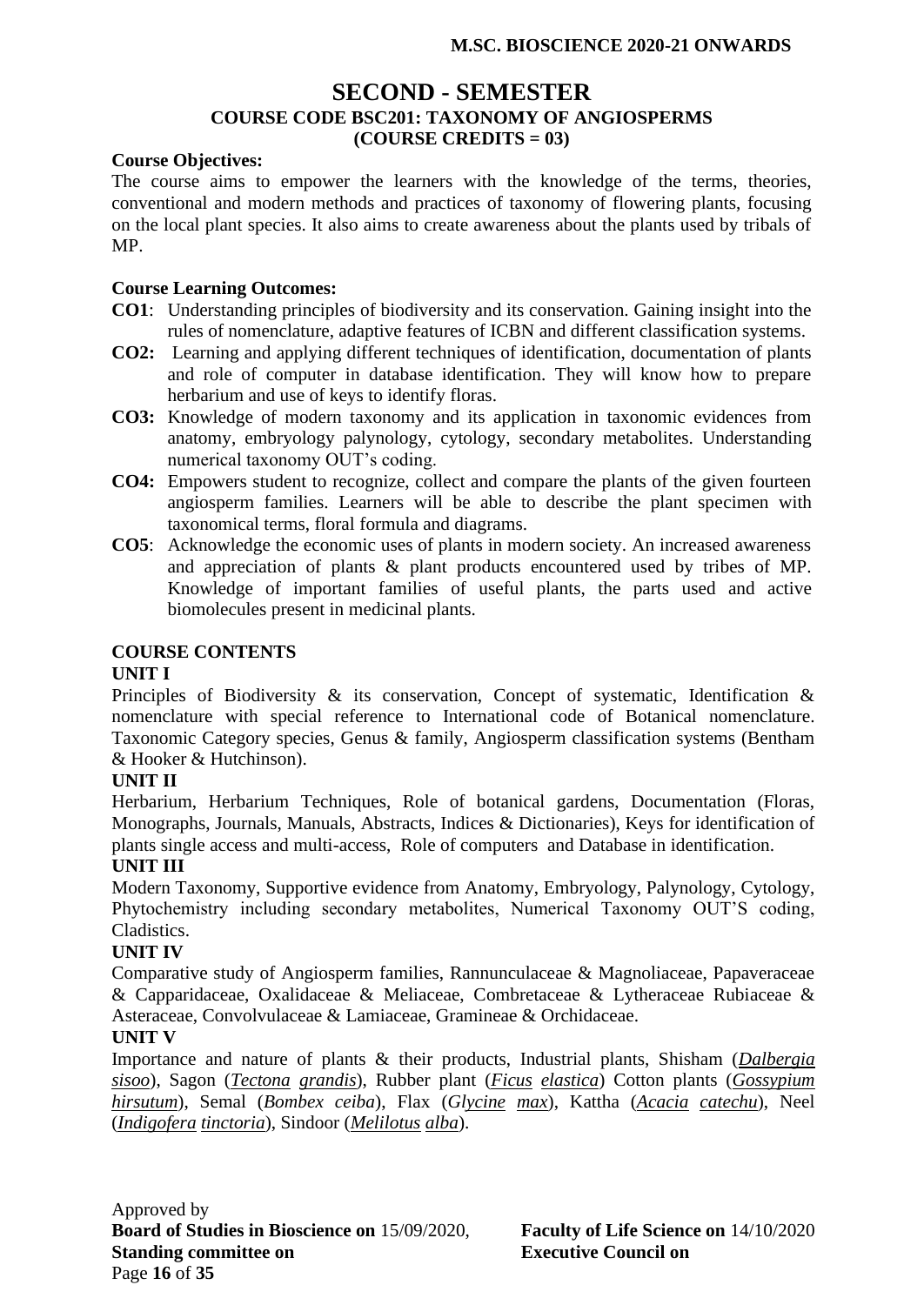# SECOND - SEMESTER

## COURSE CODE BSC201: TAXONOMY OF ANGIOSPERMS
## (COURSE CREDITS = 03)

**Course Objectives:**

The course aims to empower the learners with the knowledge of the terms, theories, conventional and modern methods and practices of taxonomy of flowering plants, focusing on the local plant species. It also aims to create awareness about the plants used by tribals of MP.

**Course Learning Outcomes:**

- **CO1**: Understanding principles of biodiversity and its conservation. Gaining insight into the rules of nomenclature, adaptive features of ICBN and different classification systems.
- **CO2:** Learning and applying different techniques of identification, documentation of plants and role of computer in database identification. They will know how to prepare herbarium and use of keys to identify floras.
- **CO3:** Knowledge of modern taxonomy and its application in taxonomic evidences from anatomy, embryology palynology, cytology, secondary metabolites. Understanding numerical taxonomy OUT's coding.
- **CO4:** Empowers student to recognize, collect and compare the plants of the given fourteen angiosperm families. Learners will be able to describe the plant specimen with taxonomical terms, floral formula and diagrams.
- **CO5**: Acknowledge the economic uses of plants in modern society. An increased awareness and appreciation of plants & plant products encountered used by tribes of MP. Knowledge of important families of useful plants, the parts used and active biomolecules present in medicinal plants.

**COURSE CONTENTS**

**UNIT I**

Principles of Biodiversity & its conservation, Concept of systematic, Identification & nomenclature with special reference to International code of Botanical nomenclature. Taxonomic Category species, Genus & family, Angiosperm classification systems (Bentham & Hooker & Hutchinson).

**UNIT II**

Herbarium, Herbarium Techniques, Role of botanical gardens, Documentation (Floras, Monographs, Journals, Manuals, Abstracts, Indices & Dictionaries), Keys for identification of plants single access and multi-access, Role of computers and Database in identification.

**UNIT III**

Modern Taxonomy, Supportive evidence from Anatomy, Embryology, Palynology, Cytology, Phytochemistry including secondary metabolites, Numerical Taxonomy OUT'S coding, Cladistics.

**UNIT IV**

Comparative study of Angiosperm families, Rannunculaceae & Magnoliaceae, Papaveraceae & Capparidaceae, Oxalidaceae & Meliaceae, Combretaceae & Lytheraceae Rubiaceae & Asteraceae, Convolvulaceae & Lamiaceae, Gramineae & Orchidaceae.

**UNIT V**

Importance and nature of plants & their products, Industrial plants, Shisham (*Dalbergia sisoo*), Sagon (*Tectona grandis*), Rubber plant (*Ficus elastica*) Cotton plants (*Gossypium hirsutum*), Semal (*Bombex ceiba*), Flax (*Glycine max*), Kattha (*Acacia catechu*), Neel (*Indigofera tinctoria*), Sindoor (*Melilotus alba*).

Approved by
**Board of Studies in Bioscience on** 15/09/2020, **Faculty of Life Science on** 14/10/2020
**Standing committee on** **Executive Council on**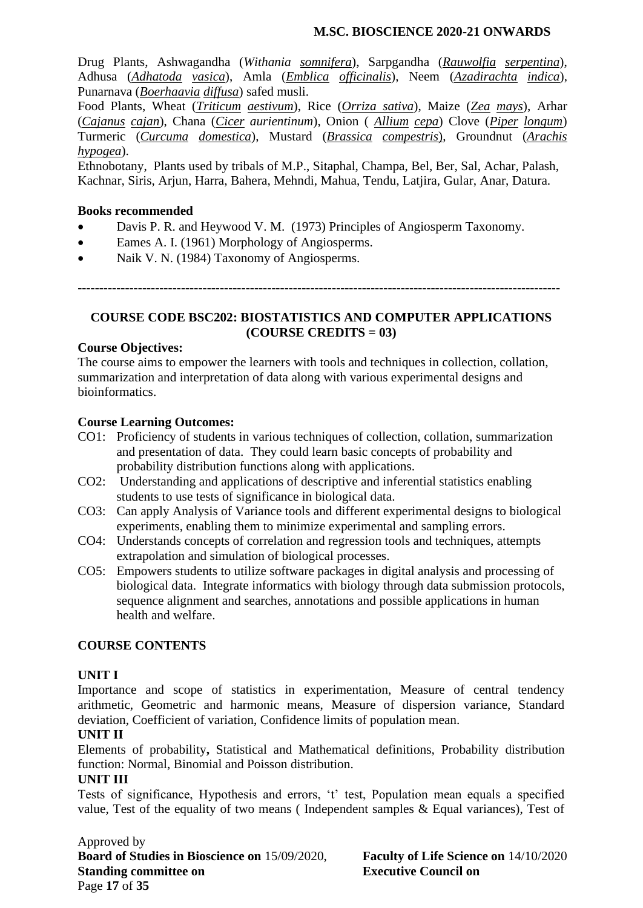Drug Plants, Ashwagandha (*Withania somnifera*), Sarpgandha (*Rauwolfia serpentina*), Adhusa (*Adhatoda vasica*), Amla (*Emblica officinalis*), Neem (*Azadirachta indica*), Punarnava (*Boerhaavia diffusa*) safed musli.

Food Plants, Wheat (*Triticum aestivum*), Rice (*Orriza sativa*), Maize (*Zea mays*), Arhar (*Cajanus cajan*), Chana (*Cicer aurientinum*), Onion ( *Allium cepa*) Clove (*Piper longum*) Turmeric (*Curcuma domestica*), Mustard (*Brassica compestris*), Groundnut (*Arachis hypogea*).

Ethnobotany, Plants used by tribals of M.P., Sitaphal, Champa, Bel, Ber, Sal, Achar, Palash, Kachnar, Siris, Arjun, Harra, Bahera, Mehndi, Mahua, Tendu, Latjira, Gular, Anar, Datura.

**Books recommended**

- Davis P. R. and Heywood V. M. (1973) Principles of Angiosperm Taxonomy.
- Eames A. I. (1961) Morphology of Angiosperms.
- Naik V. N. (1984) Taxonomy of Angiosperms.

---

## COURSE CODE BSC202: BIOSTATISTICS AND COMPUTER APPLICATIONS (COURSE CREDITS = 03)

**Course Objectives:**

The course aims to empower the learners with tools and techniques in collection, collation, summarization and interpretation of data along with various experimental designs and bioinformatics.

**Course Learning Outcomes:**

CO1: Proficiency of students in various techniques of collection, collation, summarization and presentation of data. They could learn basic concepts of probability and probability distribution functions along with applications.

CO2: Understanding and applications of descriptive and inferential statistics enabling students to use tests of significance in biological data.

CO3: Can apply Analysis of Variance tools and different experimental designs to biological experiments, enabling them to minimize experimental and sampling errors.

CO4: Understands concepts of correlation and regression tools and techniques, attempts extrapolation and simulation of biological processes.

CO5: Empowers students to utilize software packages in digital analysis and processing of biological data. Integrate informatics with biology through data submission protocols, sequence alignment and searches, annotations and possible applications in human health and welfare.

### COURSE CONTENTS

**UNIT I**

Importance and scope of statistics in experimentation, Measure of central tendency arithmetic, Geometric and harmonic means, Measure of dispersion variance, Standard deviation, Coefficient of variation, Confidence limits of population mean.

**UNIT II**

Elements of probability**,** Statistical and Mathematical definitions, Probability distribution function: Normal, Binomial and Poisson distribution.

**UNIT III**

Tests of significance, Hypothesis and errors, 't' test, Population mean equals a specified value, Test of the equality of two means ( Independent samples & Equal variances), Test of

Approved by
**Board of Studies in Bioscience on** 15/09/2020, **Faculty of Life Science on** 14/10/2020
**Standing committee on** **Executive Council on**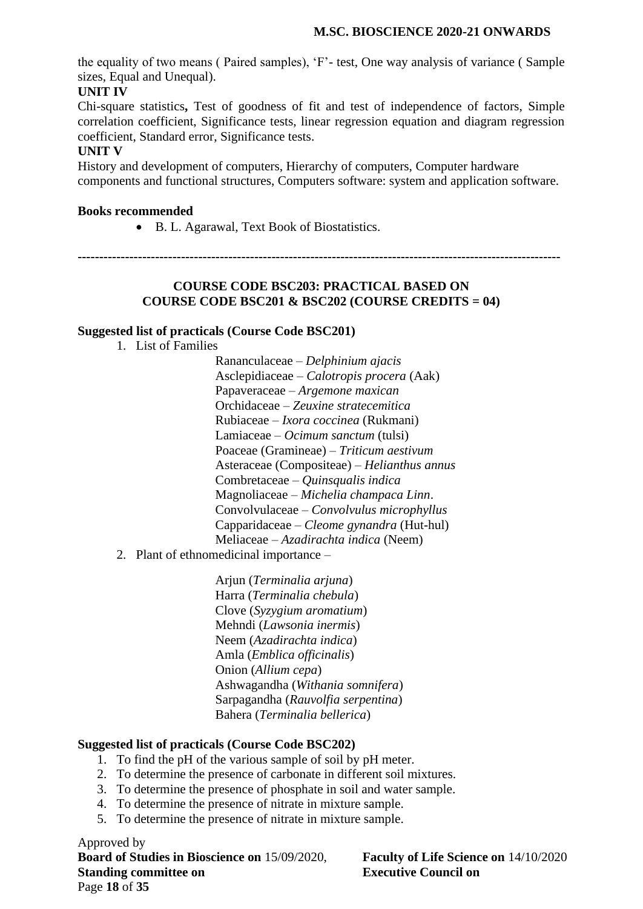the equality of two means ( Paired samples), 'F'- test, One way analysis of variance ( Sample sizes, Equal and Unequal).

**UNIT IV**

Chi-square statistics**,** Test of goodness of fit and test of independence of factors, Simple correlation coefficient, Significance tests, linear regression equation and diagram regression coefficient, Standard error, Significance tests.

**UNIT V**

History and development of computers, Hierarchy of computers, Computer hardware components and functional structures, Computers software: system and application software.

**Books recommended**

- B. L. Agarawal, Text Book of Biostatistics.

---

**COURSE CODE BSC203: PRACTICAL BASED ON COURSE CODE BSC201 & BSC202 (COURSE CREDITS = 04)**

**Suggested list of practicals (Course Code BSC201)**

1. List of Families

   Rananculaceae – *Delphinium ajacis*
   Asclepidiaceae – *Calotropis procera* (Aak)
   Papaveraceae – *Argemone maxican*
   Orchidaceae – *Zeuxine stratecemitica*
   Rubiaceae – *Ixora coccinea* (Rukmani)
   Lamiaceae – *Ocimum sanctum* (tulsi)
   Poaceae (Gramineae) – *Triticum aestivum*
   Asteraceae (Compositeae) – *Helianthus annus*
   Combretaceae – *Quinsqualis indica*
   Magnoliaceae – *Michelia champaca Linn*.
   Convolvulaceae – *Convolvulus microphyllus*
   Capparidaceae – *Cleome gynandra* (Hut-hul)
   Meliaceae – *Azadirachta indica* (Neem)

2. Plant of ethnomedicinal importance –

   Arjun (*Terminalia arjuna*)
   Harra (*Terminalia chebula*)
   Clove (*Syzygium aromatium*)
   Mehndi (*Lawsonia inermis*)
   Neem (*Azadirachta indica*)
   Amla (*Emblica officinalis*)
   Onion (*Allium cepa*)
   Ashwagandha (*Withania somnifera*)
   Sarpagandha (*Rauvolfia serpentina*)
   Bahera (*Terminalia bellerica*)

**Suggested list of practicals (Course Code BSC202)**

1. To find the pH of the various sample of soil by pH meter.
2. To determine the presence of carbonate in different soil mixtures.
3. To determine the presence of phosphate in soil and water sample.
4. To determine the presence of nitrate in mixture sample.
5. To determine the presence of nitrate in mixture sample.

Approved by
**Board of Studies in Bioscience on** 15/09/2020, **Faculty of Life Science on** 14/10/2020
**Standing committee on** **Executive Council on**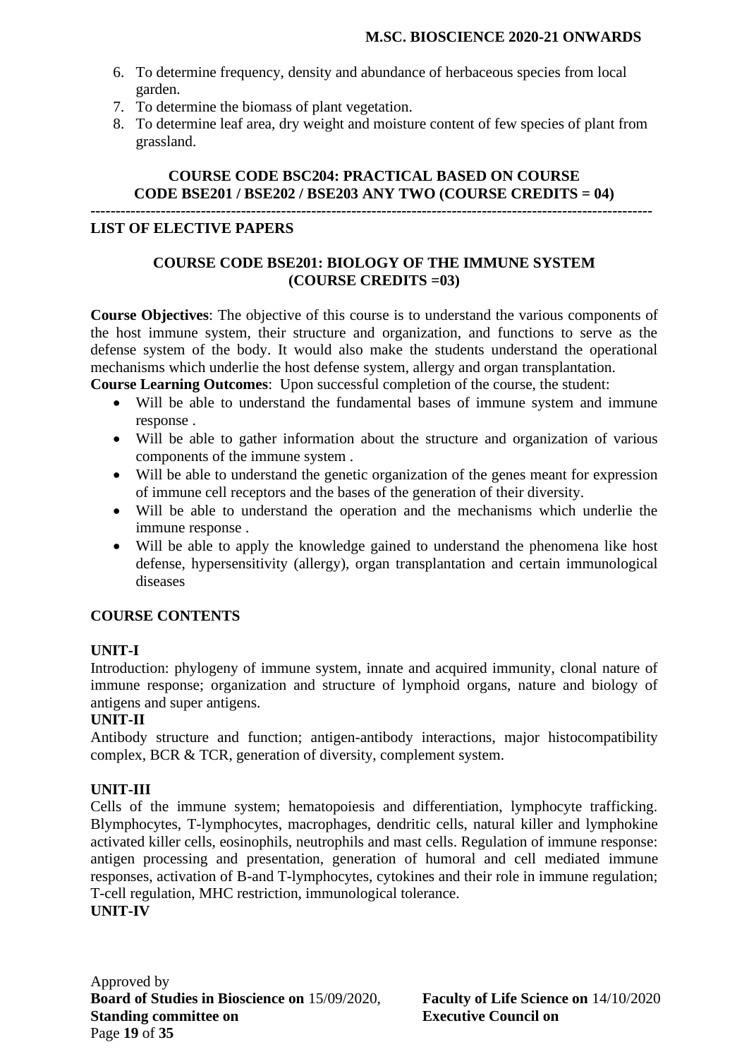6. To determine frequency, density and abundance of herbaceous species from local garden.
7. To determine the biomass of plant vegetation.
8. To determine leaf area, dry weight and moisture content of few species of plant from grassland.

### COURSE CODE BSC204: PRACTICAL BASED ON COURSE CODE BSE201 / BSE202 / BSE203 ANY TWO (COURSE CREDITS = 04)

---

## LIST OF ELECTIVE PAPERS

### COURSE CODE BSE201: BIOLOGY OF THE IMMUNE SYSTEM (COURSE CREDITS =03)

**Course Objectives**: The objective of this course is to understand the various components of the host immune system, their structure and organization, and functions to serve as the defense system of the body. It would also make the students understand the operational mechanisms which underlie the host defense system, allergy and organ transplantation.

**Course Learning Outcomes**: Upon successful completion of the course, the student:

- Will be able to understand the fundamental bases of immune system and immune response .
- Will be able to gather information about the structure and organization of various components of the immune system .
- Will be able to understand the genetic organization of the genes meant for expression of immune cell receptors and the bases of the generation of their diversity.
- Will be able to understand the operation and the mechanisms which underlie the immune response .
- Will be able to apply the knowledge gained to understand the phenomena like host defense, hypersensitivity (allergy), organ transplantation and certain immunological diseases

### COURSE CONTENTS

**UNIT-I**

Introduction: phylogeny of immune system, innate and acquired immunity, clonal nature of immune response; organization and structure of lymphoid organs, nature and biology of antigens and super antigens.

**UNIT-II**

Antibody structure and function; antigen-antibody interactions, major histocompatibility complex, BCR & TCR, generation of diversity, complement system.

**UNIT-III**

Cells of the immune system; hematopoiesis and differentiation, lymphocyte trafficking. Blymphocytes, T-lymphocytes, macrophages, dendritic cells, natural killer and lymphokine activated killer cells, eosinophils, neutrophils and mast cells. Regulation of immune response: antigen processing and presentation, generation of humoral and cell mediated immune responses, activation of B-and T-lymphocytes, cytokines and their role in immune regulation; T-cell regulation, MHC restriction, immunological tolerance.

**UNIT-IV**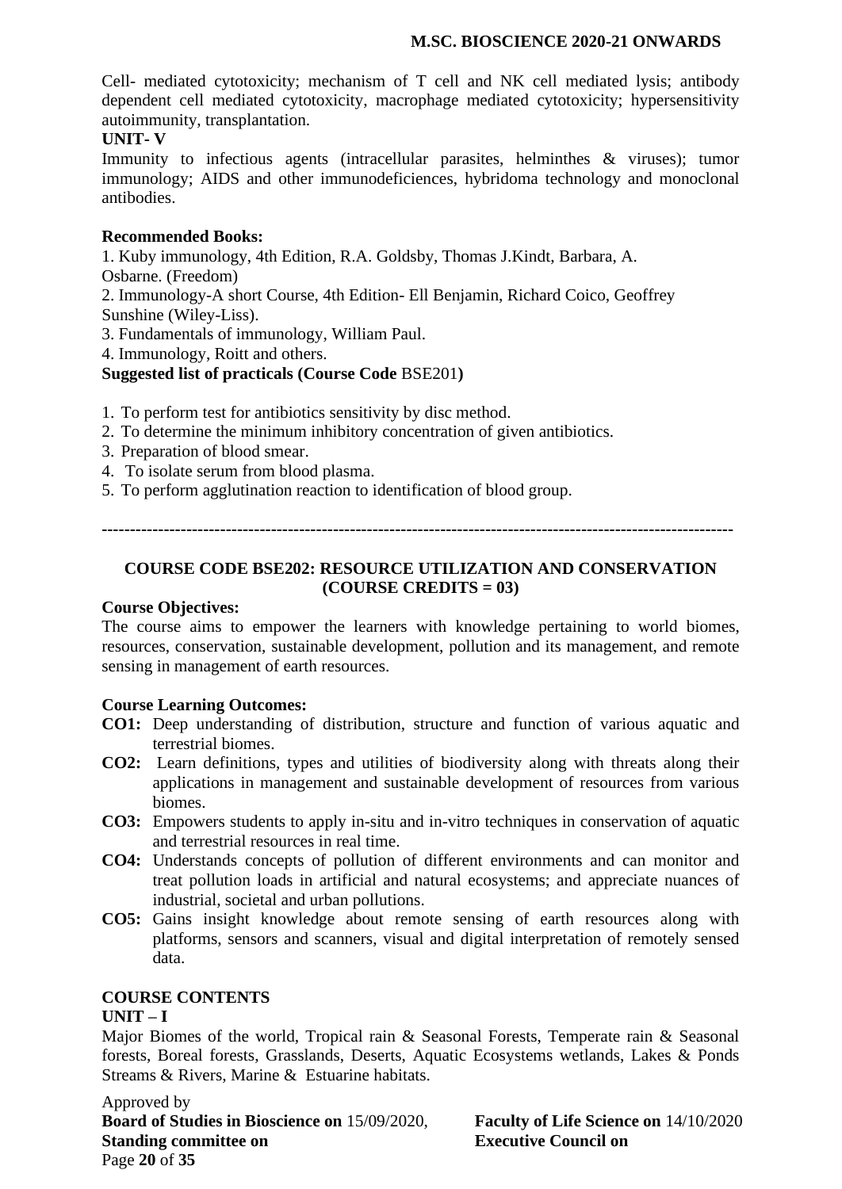Cell- mediated cytotoxicity; mechanism of T cell and NK cell mediated lysis; antibody dependent cell mediated cytotoxicity, macrophage mediated cytotoxicity; hypersensitivity autoimmunity, transplantation.

**UNIT- V**

Immunity to infectious agents (intracellular parasites, helminthes & viruses); tumor immunology; AIDS and other immunodeficiences, hybridoma technology and monoclonal antibodies.

**Recommended Books:**

1. Kuby immunology, 4th Edition, R.A. Goldsby, Thomas J.Kindt, Barbara, A. Osbarne. (Freedom)
2. Immunology-A short Course, 4th Edition- Ell Benjamin, Richard Coico, Geoffrey Sunshine (Wiley-Liss).
3. Fundamentals of immunology, William Paul.
4. Immunology, Roitt and others.

**Suggested list of practicals (Course Code** BSE201**)**

1. To perform test for antibiotics sensitivity by disc method.
2. To determine the minimum inhibitory concentration of given antibiotics.
3. Preparation of blood smear.
4. To isolate serum from blood plasma.
5. To perform agglutination reaction to identification of blood group.

---

## COURSE CODE BSE202: RESOURCE UTILIZATION AND CONSERVATION (COURSE CREDITS = 03)

**Course Objectives:**

The course aims to empower the learners with knowledge pertaining to world biomes, resources, conservation, sustainable development, pollution and its management, and remote sensing in management of earth resources.

**Course Learning Outcomes:**

**CO1:** Deep understanding of distribution, structure and function of various aquatic and terrestrial biomes.

**CO2:** Learn definitions, types and utilities of biodiversity along with threats along their applications in management and sustainable development of resources from various biomes.

**CO3:** Empowers students to apply in-situ and in-vitro techniques in conservation of aquatic and terrestrial resources in real time.

**CO4:** Understands concepts of pollution of different environments and can monitor and treat pollution loads in artificial and natural ecosystems; and appreciate nuances of industrial, societal and urban pollutions.

**CO5:** Gains insight knowledge about remote sensing of earth resources along with platforms, sensors and scanners, visual and digital interpretation of remotely sensed data.

**COURSE CONTENTS**

**UNIT – I**

Major Biomes of the world, Tropical rain & Seasonal Forests, Temperate rain & Seasonal forests, Boreal forests, Grasslands, Deserts, Aquatic Ecosystems wetlands, Lakes & Ponds Streams & Rivers, Marine & Estuarine habitats.

Approved by
**Board of Studies in Bioscience on** 15/09/2020, **Faculty of Life Science on** 14/10/2020
**Standing committee on** **Executive Council on**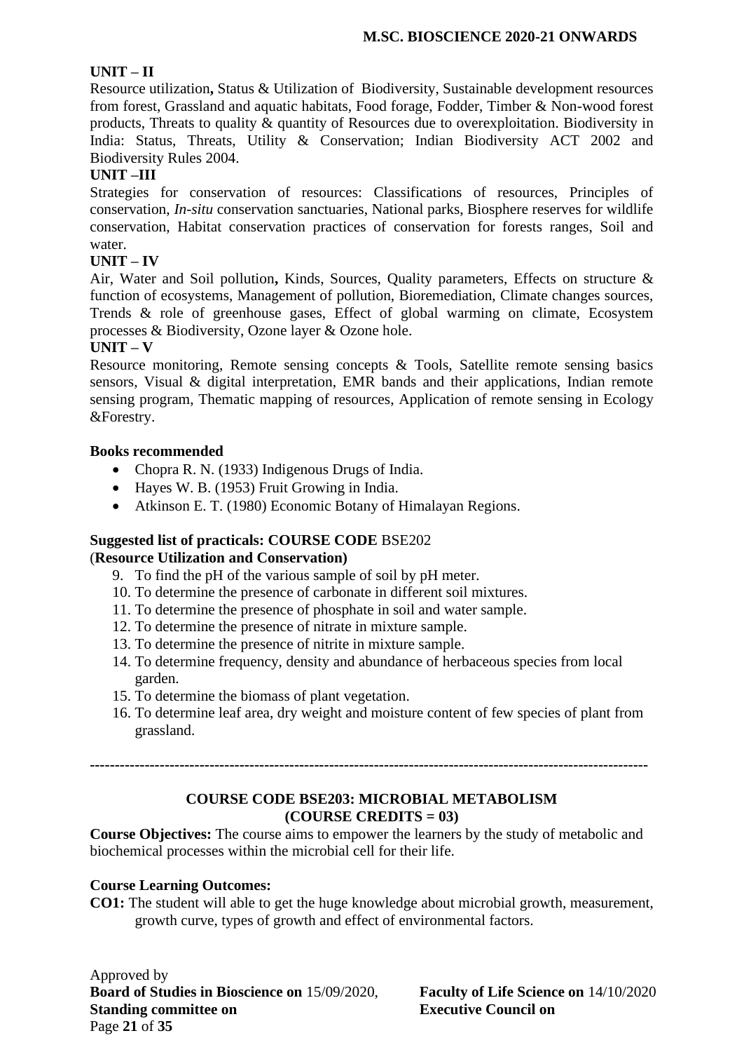**UNIT – II**

Resource utilization**,** Status & Utilization of Biodiversity, Sustainable development resources from forest, Grassland and aquatic habitats, Food forage, Fodder, Timber & Non-wood forest products, Threats to quality & quantity of Resources due to overexploitation. Biodiversity in India: Status, Threats, Utility & Conservation; Indian Biodiversity ACT 2002 and Biodiversity Rules 2004.

**UNIT –III**

Strategies for conservation of resources: Classifications of resources, Principles of conservation, *In-situ* conservation sanctuaries, National parks, Biosphere reserves for wildlife conservation, Habitat conservation practices of conservation for forests ranges, Soil and water.

**UNIT – IV**

Air, Water and Soil pollution**,** Kinds, Sources, Quality parameters, Effects on structure & function of ecosystems, Management of pollution, Bioremediation, Climate changes sources, Trends & role of greenhouse gases, Effect of global warming on climate, Ecosystem processes & Biodiversity, Ozone layer & Ozone hole.

**UNIT – V**

Resource monitoring, Remote sensing concepts & Tools, Satellite remote sensing basics sensors, Visual & digital interpretation, EMR bands and their applications, Indian remote sensing program, Thematic mapping of resources, Application of remote sensing in Ecology &Forestry.

**Books recommended**

- Chopra R. N. (1933) Indigenous Drugs of India.
- Hayes W. B. (1953) Fruit Growing in India.
- Atkinson E. T. (1980) Economic Botany of Himalayan Regions.

**Suggested list of practicals: COURSE CODE** BSE202
(**Resource Utilization and Conservation)**

9. To find the pH of the various sample of soil by pH meter.
10. To determine the presence of carbonate in different soil mixtures.
11. To determine the presence of phosphate in soil and water sample.
12. To determine the presence of nitrate in mixture sample.
13. To determine the presence of nitrite in mixture sample.
14. To determine frequency, density and abundance of herbaceous species from local garden.
15. To determine the biomass of plant vegetation.
16. To determine leaf area, dry weight and moisture content of few species of plant from grassland.

---

## COURSE CODE BSE203: MICROBIAL METABOLISM
## (COURSE CREDITS = 03)

**Course Objectives:** The course aims to empower the learners by the study of metabolic and biochemical processes within the microbial cell for their life.

**Course Learning Outcomes:**

**CO1:** The student will able to get the huge knowledge about microbial growth, measurement, growth curve, types of growth and effect of environmental factors.

Approved by
**Board of Studies in Bioscience on** 15/09/2020, **Faculty of Life Science on** 14/10/2020
**Standing committee on** **Executive Council on**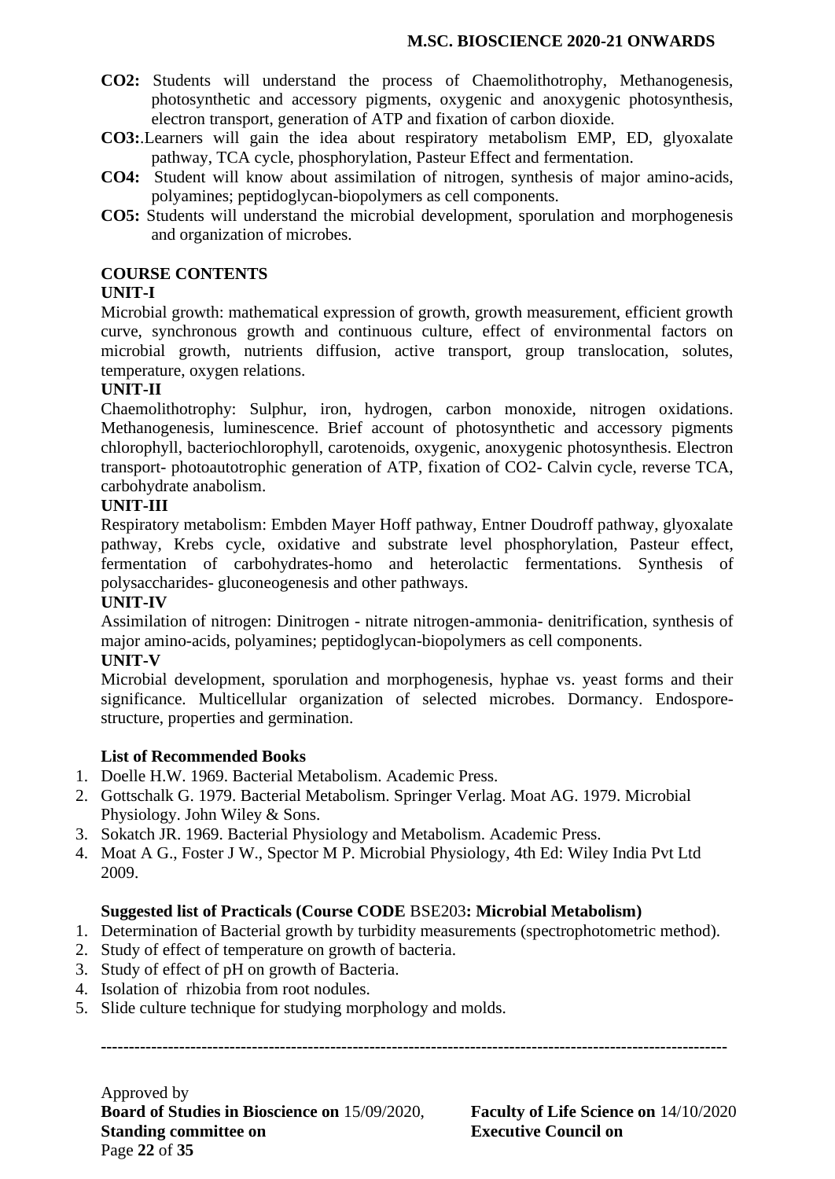**CO2:** Students will understand the process of Chaemolithotrophy, Methanogenesis, photosynthetic and accessory pigments, oxygenic and anoxygenic photosynthesis, electron transport, generation of ATP and fixation of carbon dioxide.

**CO3:**.Learners will gain the idea about respiratory metabolism EMP, ED, glyoxalate pathway, TCA cycle, phosphorylation, Pasteur Effect and fermentation.

**CO4:** Student will know about assimilation of nitrogen, synthesis of major amino-acids, polyamines; peptidoglycan-biopolymers as cell components.

**CO5:** Students will understand the microbial development, sporulation and morphogenesis and organization of microbes.

**COURSE CONTENTS**

**UNIT-I**

Microbial growth: mathematical expression of growth, growth measurement, efficient growth curve, synchronous growth and continuous culture, effect of environmental factors on microbial growth, nutrients diffusion, active transport, group translocation, solutes, temperature, oxygen relations.

**UNIT-II**

Chaemolithotrophy: Sulphur, iron, hydrogen, carbon monoxide, nitrogen oxidations. Methanogenesis, luminescence. Brief account of photosynthetic and accessory pigments chlorophyll, bacteriochlorophyll, carotenoids, oxygenic, anoxygenic photosynthesis. Electron transport- photoautotrophic generation of ATP, fixation of CO2- Calvin cycle, reverse TCA, carbohydrate anabolism.

**UNIT-III**

Respiratory metabolism: Embden Mayer Hoff pathway, Entner Doudroff pathway, glyoxalate pathway, Krebs cycle, oxidative and substrate level phosphorylation, Pasteur effect, fermentation of carbohydrates-homo and heterolactic fermentations. Synthesis of polysaccharides- gluconeogenesis and other pathways.

**UNIT-IV**

Assimilation of nitrogen: Dinitrogen - nitrate nitrogen-ammonia- denitrification, synthesis of major amino-acids, polyamines; peptidoglycan-biopolymers as cell components.

**UNIT-V**

Microbial development, sporulation and morphogenesis, hyphae vs. yeast forms and their significance. Multicellular organization of selected microbes. Dormancy. Endospore-structure, properties and germination.

**List of Recommended Books**

1. Doelle H.W. 1969. Bacterial Metabolism. Academic Press.
2. Gottschalk G. 1979. Bacterial Metabolism. Springer Verlag. Moat AG. 1979. Microbial Physiology. John Wiley & Sons.
3. Sokatch JR. 1969. Bacterial Physiology and Metabolism. Academic Press.
4. Moat A G., Foster J W., Spector M P. Microbial Physiology, 4th Ed: Wiley India Pvt Ltd 2009.

**Suggested list of Practicals (Course CODE** BSE203**: Microbial Metabolism)**

1. Determination of Bacterial growth by turbidity measurements (spectrophotometric method).
2. Study of effect of temperature on growth of bacteria.
3. Study of effect of pH on growth of Bacteria.
4. Isolation of rhizobia from root nodules.
5. Slide culture technique for studying morphology and molds.

---

Approved by
**Board of Studies in Bioscience on** 15/09/2020, **Faculty of Life Science on** 14/10/2020
**Standing committee on** **Executive Council on**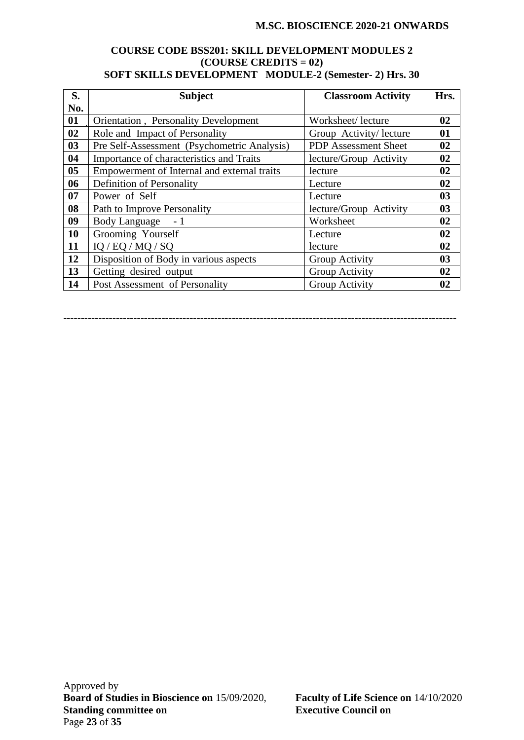**COURSE CODE BSS201: SKILL DEVELOPMENT MODULES 2**
**(COURSE CREDITS = 02)**
**SOFT SKILLS DEVELOPMENT MODULE-2 (Semester- 2) Hrs. 30**

| S. No. | Subject | Classroom Activity | Hrs. |
|---|---|---|---|
| 01 | Orientation , Personality Development | Worksheet/ lecture | 02 |
| 02 | Role and Impact of Personality | Group Activity/ lecture | 01 |
| 03 | Pre Self-Assessment (Psychometric Analysis) | PDP Assessment Sheet | 02 |
| 04 | Importance of characteristics and Traits | lecture/Group Activity | 02 |
| 05 | Empowerment of Internal and external traits | lecture | 02 |
| 06 | Definition of Personality | Lecture | 02 |
| 07 | Power of Self | Lecture | 03 |
| 08 | Path to Improve Personality | lecture/Group Activity | 03 |
| 09 | Body Language - 1 | Worksheet | 02 |
| 10 | Grooming Yourself | Lecture | 02 |
| 11 | IQ / EQ / MQ / SQ | lecture | 02 |
| 12 | Disposition of Body in various aspects | Group Activity | 03 |
| 13 | Getting desired output | Group Activity | 02 |
| 14 | Post Assessment of Personality | Group Activity | 02 |

---

Approved by
**Board of Studies in Bioscience on** 15/09/2020, **Faculty of Life Science on** 14/10/2020
**Standing committee on** **Executive Council on**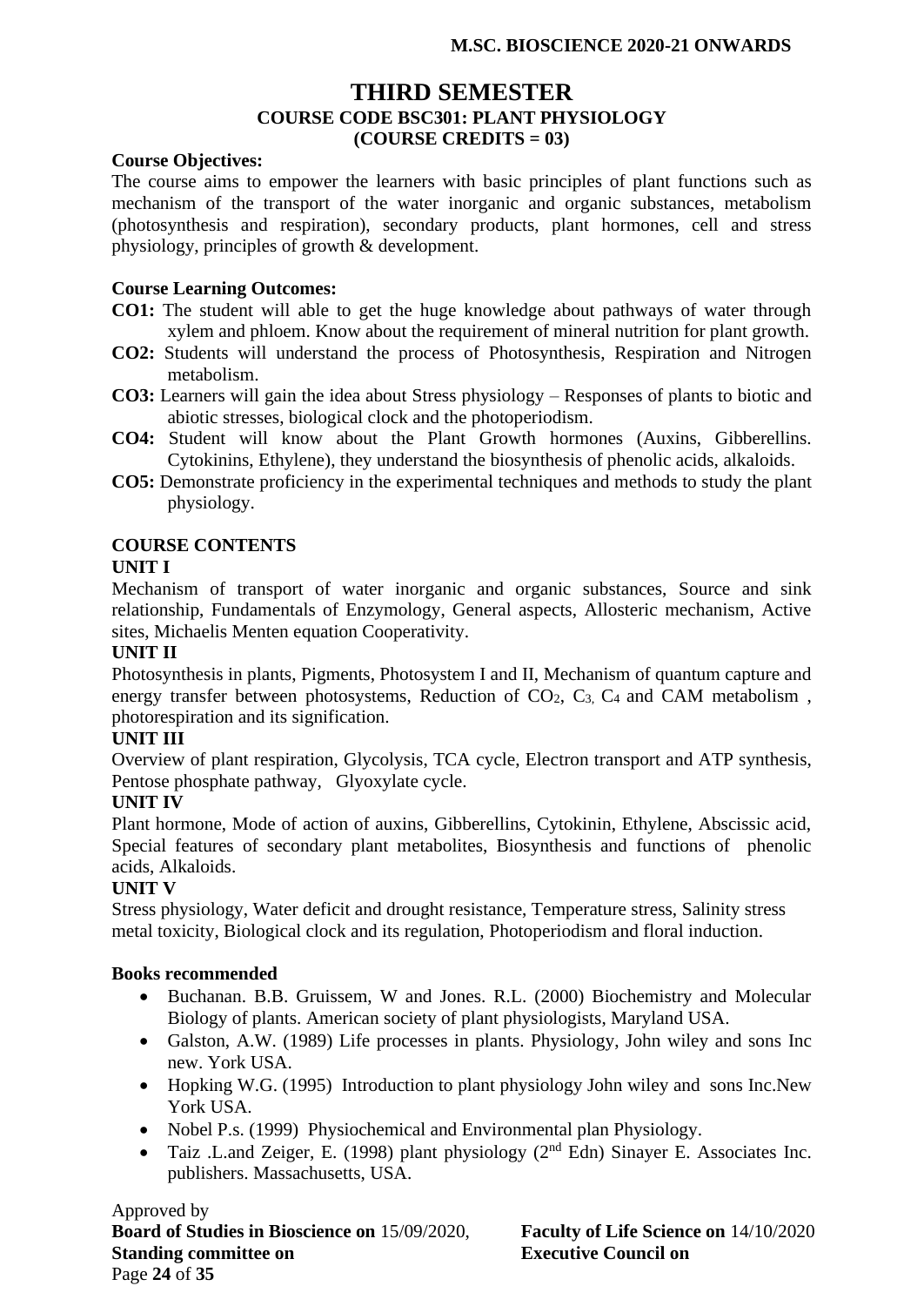# THIRD SEMESTER

## COURSE CODE BSC301: PLANT PHYSIOLOGY

## (COURSE CREDITS = 03)

**Course Objectives:**

The course aims to empower the learners with basic principles of plant functions such as mechanism of the transport of the water inorganic and organic substances, metabolism (photosynthesis and respiration), secondary products, plant hormones, cell and stress physiology, principles of growth & development.

**Course Learning Outcomes:**

**CO1:** The student will able to get the huge knowledge about pathways of water through xylem and phloem. Know about the requirement of mineral nutrition for plant growth.

**CO2:** Students will understand the process of Photosynthesis, Respiration and Nitrogen metabolism.

**CO3:** Learners will gain the idea about Stress physiology – Responses of plants to biotic and abiotic stresses, biological clock and the photoperiodism.

**CO4:** Student will know about the Plant Growth hormones (Auxins, Gibberellins. Cytokinins, Ethylene), they understand the biosynthesis of phenolic acids, alkaloids.

**CO5:** Demonstrate proficiency in the experimental techniques and methods to study the plant physiology.

**COURSE CONTENTS**

**UNIT I**

Mechanism of transport of water inorganic and organic substances, Source and sink relationship, Fundamentals of Enzymology, General aspects, Allosteric mechanism, Active sites, Michaelis Menten equation Cooperativity.

**UNIT II**

Photosynthesis in plants, Pigments, Photosystem I and II, Mechanism of quantum capture and energy transfer between photosystems, Reduction of $CO_2$, $C_3$, $C_4$ and CAM metabolism , photorespiration and its signification.

**UNIT III**

Overview of plant respiration, Glycolysis, TCA cycle, Electron transport and ATP synthesis, Pentose phosphate pathway, Glyoxylate cycle.

**UNIT IV**

Plant hormone, Mode of action of auxins, Gibberellins, Cytokinin, Ethylene, Abscissic acid, Special features of secondary plant metabolites, Biosynthesis and functions of phenolic acids, Alkaloids.

**UNIT V**

Stress physiology, Water deficit and drought resistance, Temperature stress, Salinity stress metal toxicity, Biological clock and its regulation, Photoperiodism and floral induction.

**Books recommended**

- Buchanan. B.B. Gruissem, W and Jones. R.L. (2000) Biochemistry and Molecular Biology of plants. American society of plant physiologists, Maryland USA.
- Galston, A.W. (1989) Life processes in plants. Physiology, John wiley and sons Inc new. York USA.
- Hopking W.G. (1995) Introduction to plant physiology John wiley and sons Inc.New York USA.
- Nobel P.s. (1999) Physiochemical and Environmental plan Physiology.
- Taiz .L.and Zeiger, E. (1998) plant physiology (2nd Edn) Sinayer E. Associates Inc. publishers. Massachusetts, USA.

Approved by
**Board of Studies in Bioscience on** 15/09/2020, **Faculty of Life Science on** 14/10/2020
**Standing committee on** **Executive Council on**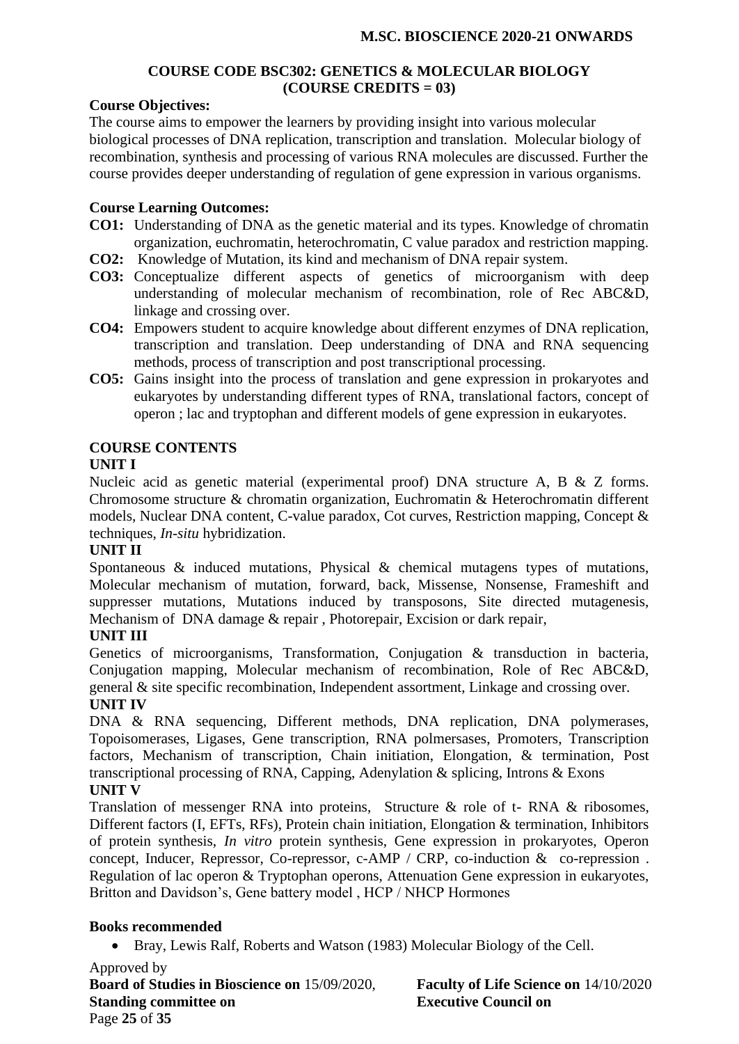## COURSE CODE BSC302: GENETICS & MOLECULAR BIOLOGY (COURSE CREDITS = 03)

**Course Objectives:**

The course aims to empower the learners by providing insight into various molecular biological processes of DNA replication, transcription and translation. Molecular biology of recombination, synthesis and processing of various RNA molecules are discussed. Further the course provides deeper understanding of regulation of gene expression in various organisms.

**Course Learning Outcomes:**

**CO1:** Understanding of DNA as the genetic material and its types. Knowledge of chromatin organization, euchromatin, heterochromatin, C value paradox and restriction mapping.

**CO2:** Knowledge of Mutation, its kind and mechanism of DNA repair system.

**CO3:** Conceptualize different aspects of genetics of microorganism with deep understanding of molecular mechanism of recombination, role of Rec ABC&D, linkage and crossing over.

**CO4:** Empowers student to acquire knowledge about different enzymes of DNA replication, transcription and translation. Deep understanding of DNA and RNA sequencing methods, process of transcription and post transcriptional processing.

**CO5:** Gains insight into the process of translation and gene expression in prokaryotes and eukaryotes by understanding different types of RNA, translational factors, concept of operon ; lac and tryptophan and different models of gene expression in eukaryotes.

### COURSE CONTENTS

**UNIT I**

Nucleic acid as genetic material (experimental proof) DNA structure A, B & Z forms. Chromosome structure & chromatin organization, Euchromatin & Heterochromatin different models, Nuclear DNA content, C-value paradox, Cot curves, Restriction mapping, Concept & techniques, *In-situ* hybridization.

**UNIT II**

Spontaneous & induced mutations, Physical & chemical mutagens types of mutations, Molecular mechanism of mutation, forward, back, Missense, Nonsense, Frameshift and suppresser mutations, Mutations induced by transposons, Site directed mutagenesis, Mechanism of DNA damage & repair , Photorepair, Excision or dark repair,

**UNIT III**

Genetics of microorganisms, Transformation, Conjugation & transduction in bacteria, Conjugation mapping, Molecular mechanism of recombination, Role of Rec ABC&D, general & site specific recombination, Independent assortment, Linkage and crossing over.

**UNIT IV**

DNA & RNA sequencing, Different methods, DNA replication, DNA polymerases, Topoisomerases, Ligases, Gene transcription, RNA polmersases, Promoters, Transcription factors, Mechanism of transcription, Chain initiation, Elongation, & termination, Post transcriptional processing of RNA, Capping, Adenylation & splicing, Introns & Exons

**UNIT V**

Translation of messenger RNA into proteins, Structure & role of t- RNA & ribosomes, Different factors (I, EFTs, RFs), Protein chain initiation, Elongation & termination, Inhibitors of protein synthesis, *In vitro* protein synthesis, Gene expression in prokaryotes, Operon concept, Inducer, Repressor, Co-repressor, c-AMP / CRP, co-induction & co-repression . Regulation of lac operon & Tryptophan operons, Attenuation Gene expression in eukaryotes, Britton and Davidson's, Gene battery model , HCP / NHCP Hormones

**Books recommended**

- Bray, Lewis Ralf, Roberts and Watson (1983) Molecular Biology of the Cell.

Approved by

**Board of Studies in Bioscience on** 15/09/2020, **Faculty of Life Science on** 14/10/2020

**Standing committee on** **Executive Council on**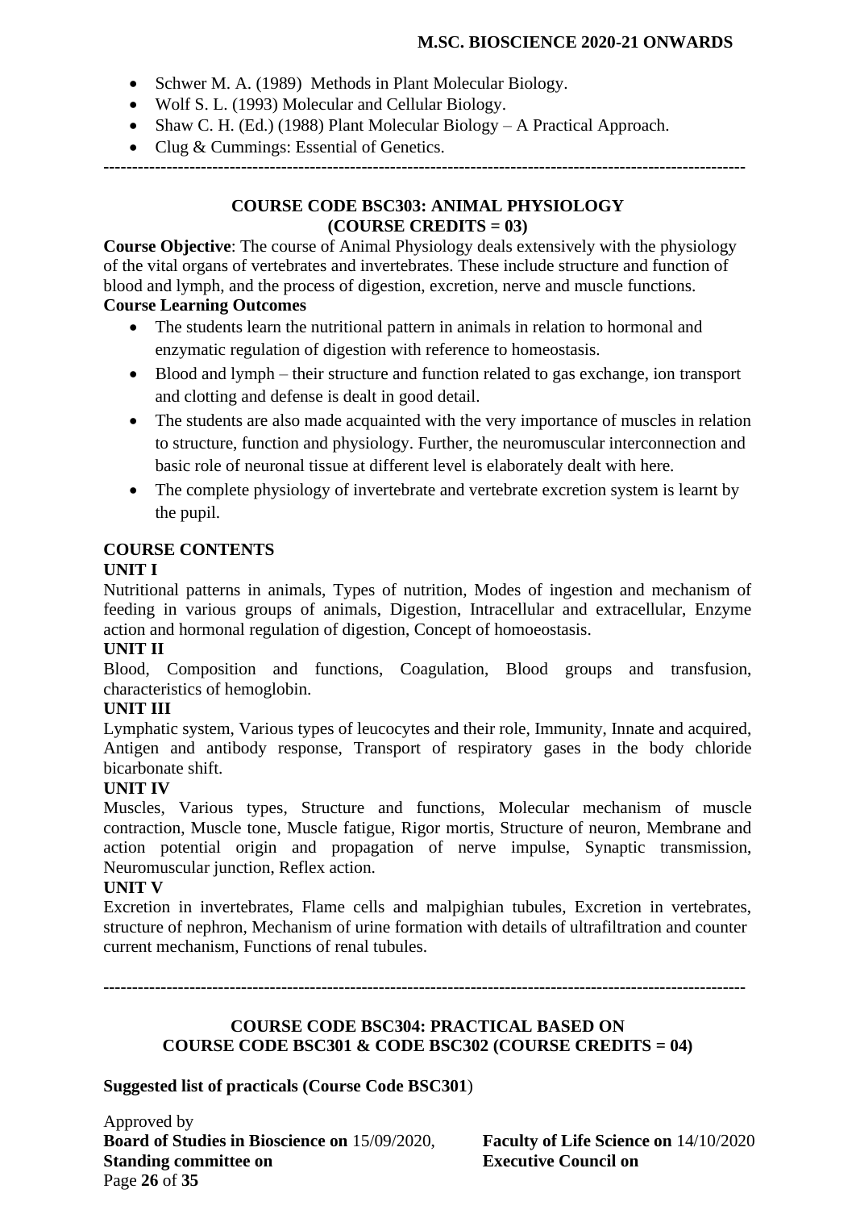- Schwer M. A. (1989) Methods in Plant Molecular Biology.
- Wolf S. L. (1993) Molecular and Cellular Biology.
- Shaw C. H. (Ed.) (1988) Plant Molecular Biology – A Practical Approach.
- Clug & Cummings: Essential of Genetics.

---

## COURSE CODE BSC303: ANIMAL PHYSIOLOGY (COURSE CREDITS = 03)

**Course Objective**: The course of Animal Physiology deals extensively with the physiology of the vital organs of vertebrates and invertebrates. These include structure and function of blood and lymph, and the process of digestion, excretion, nerve and muscle functions.

**Course Learning Outcomes**

- The students learn the nutritional pattern in animals in relation to hormonal and enzymatic regulation of digestion with reference to homeostasis.
- Blood and lymph – their structure and function related to gas exchange, ion transport and clotting and defense is dealt in good detail.
- The students are also made acquainted with the very importance of muscles in relation to structure, function and physiology. Further, the neuromuscular interconnection and basic role of neuronal tissue at different level is elaborately dealt with here.
- The complete physiology of invertebrate and vertebrate excretion system is learnt by the pupil.

**COURSE CONTENTS**

**UNIT I**

Nutritional patterns in animals, Types of nutrition, Modes of ingestion and mechanism of feeding in various groups of animals, Digestion, Intracellular and extracellular, Enzyme action and hormonal regulation of digestion, Concept of homoeostasis.

**UNIT II**

Blood, Composition and functions, Coagulation, Blood groups and transfusion, characteristics of hemoglobin.

**UNIT III**

Lymphatic system, Various types of leucocytes and their role, Immunity, Innate and acquired, Antigen and antibody response, Transport of respiratory gases in the body chloride bicarbonate shift.

**UNIT IV**

Muscles, Various types, Structure and functions, Molecular mechanism of muscle contraction, Muscle tone, Muscle fatigue, Rigor mortis, Structure of neuron, Membrane and action potential origin and propagation of nerve impulse, Synaptic transmission, Neuromuscular junction, Reflex action.

**UNIT V**

Excretion in invertebrates, Flame cells and malpighian tubules, Excretion in vertebrates, structure of nephron, Mechanism of urine formation with details of ultrafiltration and counter current mechanism, Functions of renal tubules.

---

## COURSE CODE BSC304: PRACTICAL BASED ON COURSE CODE BSC301 & CODE BSC302 (COURSE CREDITS = 04)

**Suggested list of practicals (Course Code BSC301**)

Approved by
**Board of Studies in Bioscience on** 15/09/2020, **Faculty of Life Science on** 14/10/2020
**Standing committee on** **Executive Council on**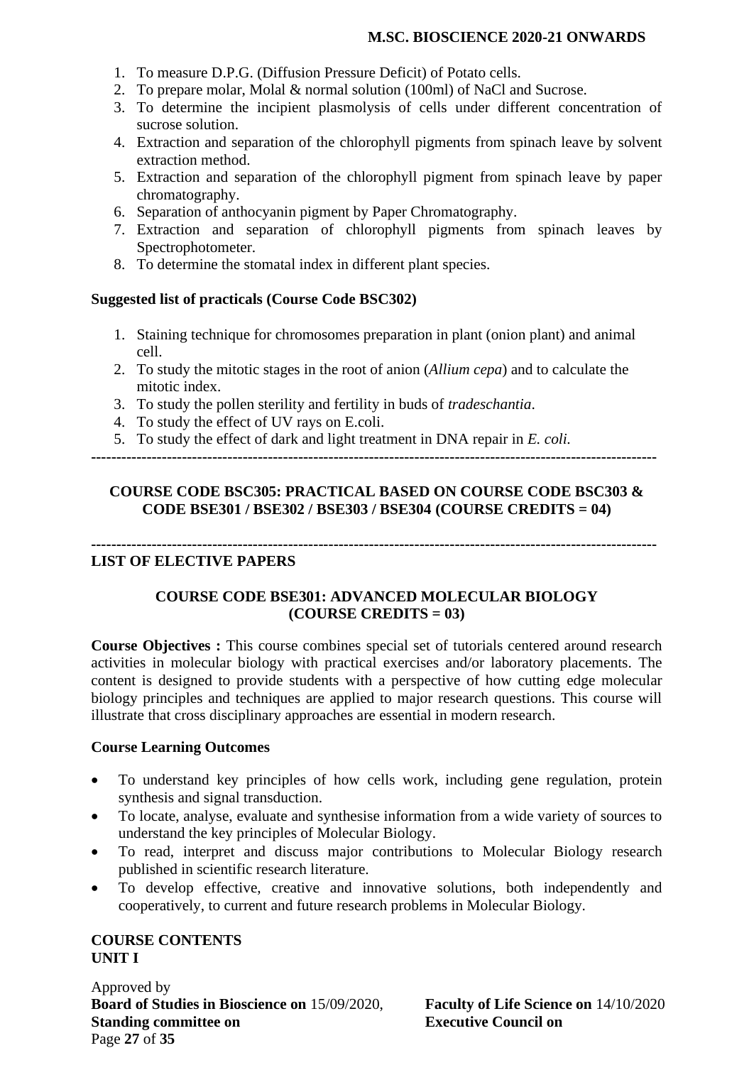1. To measure D.P.G. (Diffusion Pressure Deficit) of Potato cells.
2. To prepare molar, Molal & normal solution (100ml) of NaCl and Sucrose.
3. To determine the incipient plasmolysis of cells under different concentration of sucrose solution.
4. Extraction and separation of the chlorophyll pigments from spinach leave by solvent extraction method.
5. Extraction and separation of the chlorophyll pigment from spinach leave by paper chromatography.
6. Separation of anthocyanin pigment by Paper Chromatography.
7. Extraction and separation of chlorophyll pigments from spinach leaves by Spectrophotometer.
8. To determine the stomatal index in different plant species.

**Suggested list of practicals (Course Code BSC302)**

1. Staining technique for chromosomes preparation in plant (onion plant) and animal cell.
2. To study the mitotic stages in the root of anion (*Allium cepa*) and to calculate the mitotic index.
3. To study the pollen sterility and fertility in buds of *tradeschantia*.
4. To study the effect of UV rays on E.coli.
5. To study the effect of dark and light treatment in DNA repair in *E. coli.*

---

**COURSE CODE BSC305: PRACTICAL BASED ON COURSE CODE BSC303 & CODE BSE301 / BSE302 / BSE303 / BSE304 (COURSE CREDITS = 04)**

---

**LIST OF ELECTIVE PAPERS**

**COURSE CODE BSE301: ADVANCED MOLECULAR BIOLOGY (COURSE CREDITS = 03)**

**Course Objectives :** This course combines special set of tutorials centered around research activities in molecular biology with practical exercises and/or laboratory placements. The content is designed to provide students with a perspective of how cutting edge molecular biology principles and techniques are applied to major research questions. This course will illustrate that cross disciplinary approaches are essential in modern research.

**Course Learning Outcomes**

- To understand key principles of how cells work, including gene regulation, protein synthesis and signal transduction.
- To locate, analyse, evaluate and synthesise information from a wide variety of sources to understand the key principles of Molecular Biology.
- To read, interpret and discuss major contributions to Molecular Biology research published in scientific research literature.
- To develop effective, creative and innovative solutions, both independently and cooperatively, to current and future research problems in Molecular Biology.

**COURSE CONTENTS**
**UNIT I**

Approved by
**Board of Studies in Bioscience on** 15/09/2020, **Faculty of Life Science on** 14/10/2020
**Standing committee on** **Executive Council on**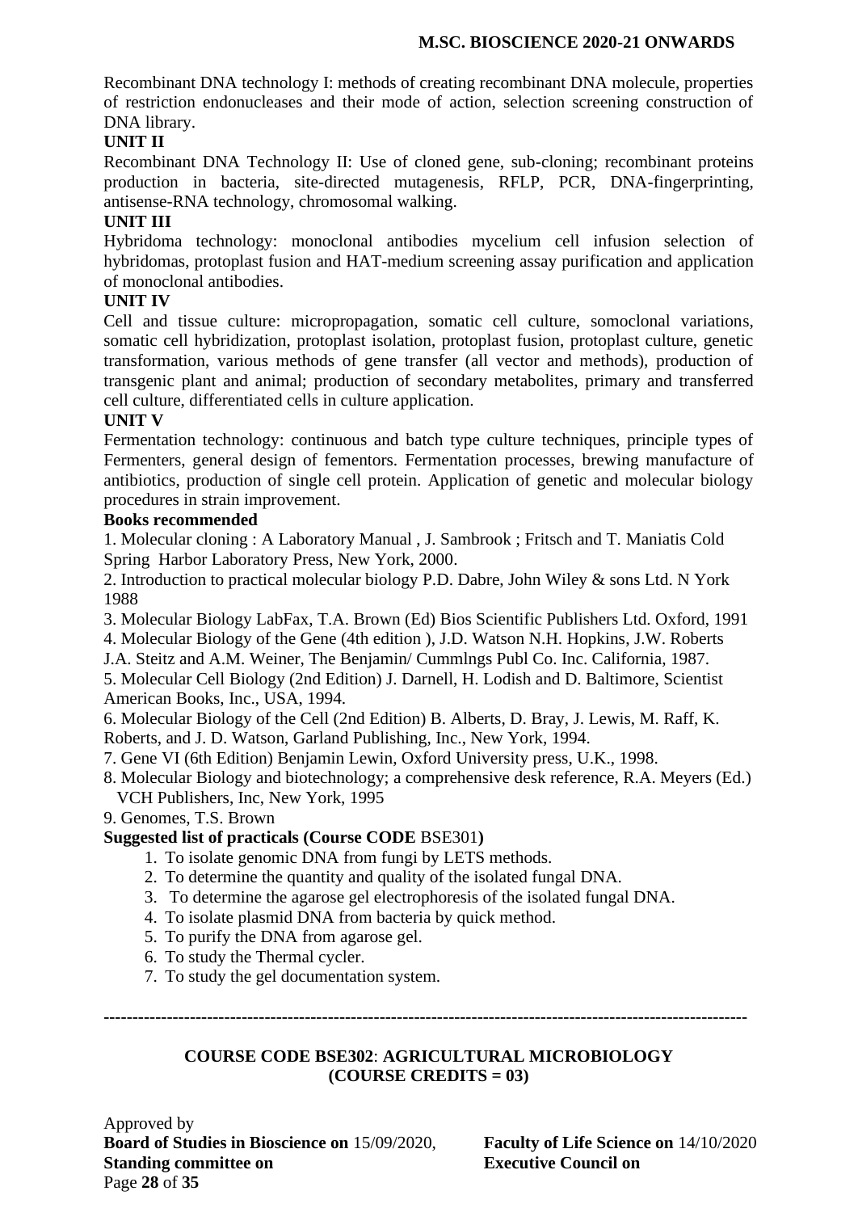Recombinant DNA technology I: methods of creating recombinant DNA molecule, properties of restriction endonucleases and their mode of action, selection screening construction of DNA library.

**UNIT II**

Recombinant DNA Technology II: Use of cloned gene, sub-cloning; recombinant proteins production in bacteria, site-directed mutagenesis, RFLP, PCR, DNA-fingerprinting, antisense-RNA technology, chromosomal walking.

**UNIT III**

Hybridoma technology: monoclonal antibodies mycelium cell infusion selection of hybridomas, protoplast fusion and HAT-medium screening assay purification and application of monoclonal antibodies.

**UNIT IV**

Cell and tissue culture: micropropagation, somatic cell culture, somoclonal variations, somatic cell hybridization, protoplast isolation, protoplast fusion, protoplast culture, genetic transformation, various methods of gene transfer (all vector and methods), production of transgenic plant and animal; production of secondary metabolites, primary and transferred cell culture, differentiated cells in culture application.

**UNIT V**

Fermentation technology: continuous and batch type culture techniques, principle types of Fermenters, general design of fementors. Fermentation processes, brewing manufacture of antibiotics, production of single cell protein. Application of genetic and molecular biology procedures in strain improvement.

**Books recommended**

1. Molecular cloning : A Laboratory Manual , J. Sambrook ; Fritsch and T. Maniatis Cold Spring Harbor Laboratory Press, New York, 2000.
2. Introduction to practical molecular biology P.D. Dabre, John Wiley & sons Ltd. N York 1988
3. Molecular Biology LabFax, T.A. Brown (Ed) Bios Scientific Publishers Ltd. Oxford, 1991
4. Molecular Biology of the Gene (4th edition ), J.D. Watson N.H. Hopkins, J.W. Roberts J.A. Steitz and A.M. Weiner, The Benjamin/ Cummlngs Publ Co. Inc. California, 1987.
5. Molecular Cell Biology (2nd Edition) J. Darnell, H. Lodish and D. Baltimore, Scientist American Books, Inc., USA, 1994.
6. Molecular Biology of the Cell (2nd Edition) B. Alberts, D. Bray, J. Lewis, M. Raff, K. Roberts, and J. D. Watson, Garland Publishing, Inc., New York, 1994.
7. Gene VI (6th Edition) Benjamin Lewin, Oxford University press, U.K., 1998.
8. Molecular Biology and biotechnology; a comprehensive desk reference, R.A. Meyers (Ed.) VCH Publishers, Inc, New York, 1995
9. Genomes, T.S. Brown

**Suggested list of practicals (Course CODE** BSE301**)**

1. To isolate genomic DNA from fungi by LETS methods.
2. To determine the quantity and quality of the isolated fungal DNA.
3. To determine the agarose gel electrophoresis of the isolated fungal DNA.
4. To isolate plasmid DNA from bacteria by quick method.
5. To purify the DNA from agarose gel.
6. To study the Thermal cycler.
7. To study the gel documentation system.

---

**COURSE CODE BSE302**: **AGRICULTURAL MICROBIOLOGY (COURSE CREDITS = 03)**

Approved by
**Board of Studies in Bioscience on** 15/09/2020, **Faculty of Life Science on** 14/10/2020
**Standing committee on** **Executive Council on**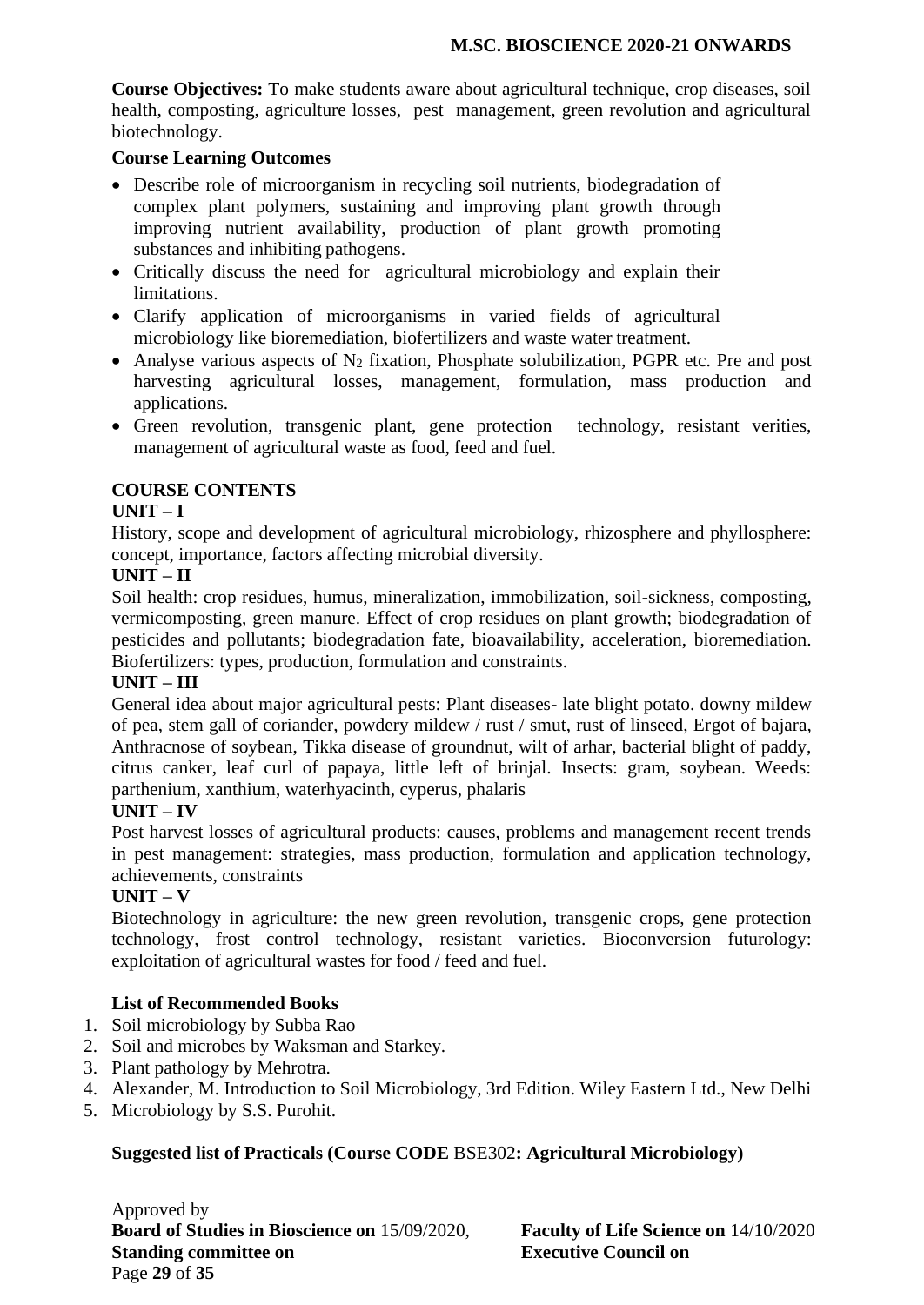**Course Objectives:** To make students aware about agricultural technique, crop diseases, soil health, composting, agriculture losses, pest management, green revolution and agricultural biotechnology.

**Course Learning Outcomes**

- Describe role of microorganism in recycling soil nutrients, biodegradation of complex plant polymers, sustaining and improving plant growth through improving nutrient availability, production of plant growth promoting substances and inhibiting pathogens.
- Critically discuss the need for agricultural microbiology and explain their limitations.
- Clarify application of microorganisms in varied fields of agricultural microbiology like bioremediation, biofertilizers and waste water treatment.
- Analyse various aspects of $N_2$ fixation, Phosphate solubilization, PGPR etc. Pre and post harvesting agricultural losses, management, formulation, mass production and applications.
- Green revolution, transgenic plant, gene protection technology, resistant verities, management of agricultural waste as food, feed and fuel.

**COURSE CONTENTS**

**UNIT – I**

History, scope and development of agricultural microbiology, rhizosphere and phyllosphere: concept, importance, factors affecting microbial diversity.

**UNIT – II**

Soil health: crop residues, humus, mineralization, immobilization, soil-sickness, composting, vermicomposting, green manure. Effect of crop residues on plant growth; biodegradation of pesticides and pollutants; biodegradation fate, bioavailability, acceleration, bioremediation. Biofertilizers: types, production, formulation and constraints.

**UNIT – III**

General idea about major agricultural pests: Plant diseases- late blight potato. downy mildew of pea, stem gall of coriander, powdery mildew / rust / smut, rust of linseed, Ergot of bajara, Anthracnose of soybean, Tikka disease of groundnut, wilt of arhar, bacterial blight of paddy, citrus canker, leaf curl of papaya, little left of brinjal. Insects: gram, soybean. Weeds: parthenium, xanthium, waterhyacinth, cyperus, phalaris

**UNIT – IV**

Post harvest losses of agricultural products: causes, problems and management recent trends in pest management: strategies, mass production, formulation and application technology, achievements, constraints

**UNIT – V**

Biotechnology in agriculture: the new green revolution, transgenic crops, gene protection technology, frost control technology, resistant varieties. Bioconversion futurology: exploitation of agricultural wastes for food / feed and fuel.

**List of Recommended Books**

1. Soil microbiology by Subba Rao
2. Soil and microbes by Waksman and Starkey.
3. Plant pathology by Mehrotra.
4. Alexander, M. Introduction to Soil Microbiology, 3rd Edition. Wiley Eastern Ltd., New Delhi
5. Microbiology by S.S. Purohit.

**Suggested list of Practicals (Course CODE** BSE302**: Agricultural Microbiology)**

Approved by
**Board of Studies in Bioscience on** 15/09/2020, **Faculty of Life Science on** 14/10/2020
**Standing committee on** **Executive Council on**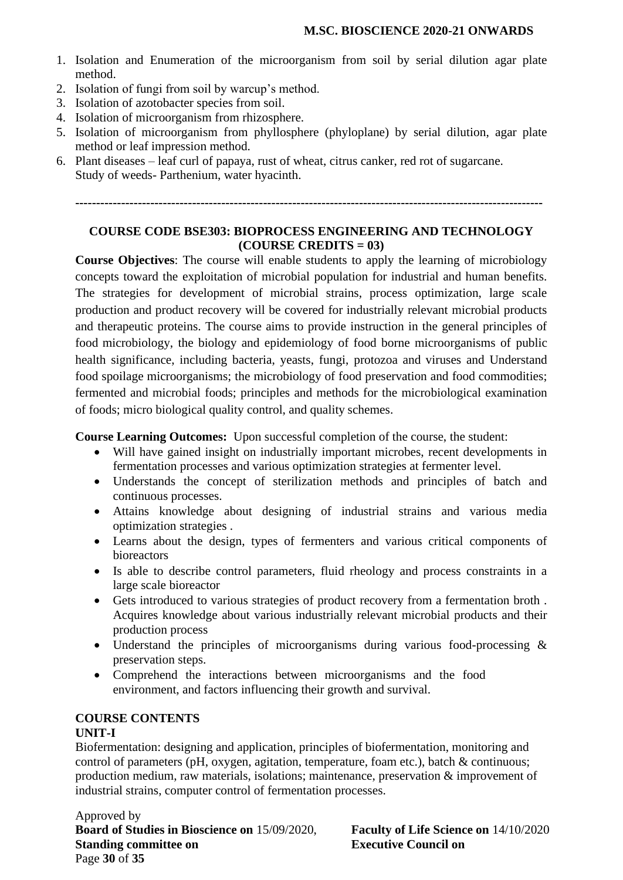1. Isolation and Enumeration of the microorganism from soil by serial dilution agar plate method.
2. Isolation of fungi from soil by warcup's method.
3. Isolation of azotobacter species from soil.
4. Isolation of microorganism from rhizosphere.
5. Isolation of microorganism from phyllosphere (phyloplane) by serial dilution, agar plate method or leaf impression method.
6. Plant diseases – leaf curl of papaya, rust of wheat, citrus canker, red rot of sugarcane. Study of weeds- Parthenium, water hyacinth.

---

## COURSE CODE BSE303: BIOPROCESS ENGINEERING AND TECHNOLOGY (COURSE CREDITS = 03)

**Course Objectives**: The course will enable students to apply the learning of microbiology concepts toward the exploitation of microbial population for industrial and human benefits. The strategies for development of microbial strains, process optimization, large scale production and product recovery will be covered for industrially relevant microbial products and therapeutic proteins. The course aims to provide instruction in the general principles of food microbiology, the biology and epidemiology of food borne microorganisms of public health significance, including bacteria, yeasts, fungi, protozoa and viruses and Understand food spoilage microorganisms; the microbiology of food preservation and food commodities; fermented and microbial foods; principles and methods for the microbiological examination of foods; micro biological quality control, and quality schemes.

**Course Learning Outcomes:** Upon successful completion of the course, the student:

- Will have gained insight on industrially important microbes, recent developments in fermentation processes and various optimization strategies at fermenter level.
- Understands the concept of sterilization methods and principles of batch and continuous processes.
- Attains knowledge about designing of industrial strains and various media optimization strategies .
- Learns about the design, types of fermenters and various critical components of bioreactors
- Is able to describe control parameters, fluid rheology and process constraints in a large scale bioreactor
- Gets introduced to various strategies of product recovery from a fermentation broth . Acquires knowledge about various industrially relevant microbial products and their production process
- Understand the principles of microorganisms during various food-processing & preservation steps.
- Comprehend the interactions between microorganisms and the food environment, and factors influencing their growth and survival.

### COURSE CONTENTS

**UNIT-I**

Biofermentation: designing and application, principles of biofermentation, monitoring and control of parameters (pH, oxygen, agitation, temperature, foam etc.), batch & continuous; production medium, raw materials, isolations; maintenance, preservation & improvement of industrial strains, computer control of fermentation processes.

Approved by
**Board of Studies in Bioscience on** 15/09/2020, **Faculty of Life Science on** 14/10/2020
**Standing committee on** **Executive Council on**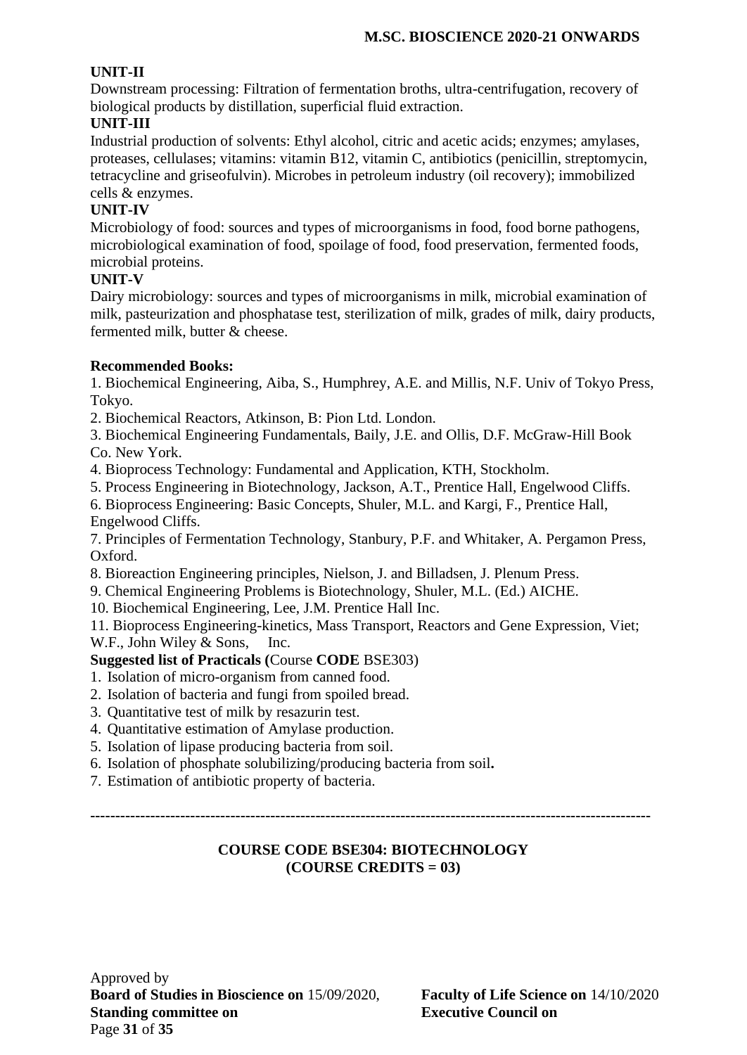**UNIT-II**

Downstream processing: Filtration of fermentation broths, ultra-centrifugation, recovery of biological products by distillation, superficial fluid extraction.

**UNIT-III**

Industrial production of solvents: Ethyl alcohol, citric and acetic acids; enzymes; amylases, proteases, cellulases; vitamins: vitamin B12, vitamin C, antibiotics (penicillin, streptomycin, tetracycline and griseofulvin). Microbes in petroleum industry (oil recovery); immobilized cells & enzymes.

**UNIT-IV**

Microbiology of food: sources and types of microorganisms in food, food borne pathogens, microbiological examination of food, spoilage of food, food preservation, fermented foods, microbial proteins.

**UNIT-V**

Dairy microbiology: sources and types of microorganisms in milk, microbial examination of milk, pasteurization and phosphatase test, sterilization of milk, grades of milk, dairy products, fermented milk, butter & cheese.

**Recommended Books:**

1. Biochemical Engineering, Aiba, S., Humphrey, A.E. and Millis, N.F. Univ of Tokyo Press, Tokyo.
2. Biochemical Reactors, Atkinson, B: Pion Ltd. London.
3. Biochemical Engineering Fundamentals, Baily, J.E. and Ollis, D.F. McGraw-Hill Book Co. New York.
4. Bioprocess Technology: Fundamental and Application, KTH, Stockholm.
5. Process Engineering in Biotechnology, Jackson, A.T., Prentice Hall, Engelwood Cliffs.
6. Bioprocess Engineering: Basic Concepts, Shuler, M.L. and Kargi, F., Prentice Hall, Engelwood Cliffs.
7. Principles of Fermentation Technology, Stanbury, P.F. and Whitaker, A. Pergamon Press, Oxford.
8. Bioreaction Engineering principles, Nielson, J. and Billadsen, J. Plenum Press.
9. Chemical Engineering Problems is Biotechnology, Shuler, M.L. (Ed.) AICHE.
10. Biochemical Engineering, Lee, J.M. Prentice Hall Inc.
11. Bioprocess Engineering-kinetics, Mass Transport, Reactors and Gene Expression, Viet; W.F., John Wiley & Sons, Inc.

**Suggested list of Practicals (**Course **CODE** BSE303)

1. Isolation of micro-organism from canned food.
2. Isolation of bacteria and fungi from spoiled bread.
3. Quantitative test of milk by resazurin test.
4. Quantitative estimation of Amylase production.
5. Isolation of lipase producing bacteria from soil.
6. Isolation of phosphate solubilizing/producing bacteria from soil**.**
7. Estimation of antibiotic property of bacteria.

---

**COURSE CODE BSE304: BIOTECHNOLOGY**
**(COURSE CREDITS = 03)**

Approved by
**Board of Studies in Bioscience on** 15/09/2020, **Faculty of Life Science on** 14/10/2020
**Standing committee on** **Executive Council on**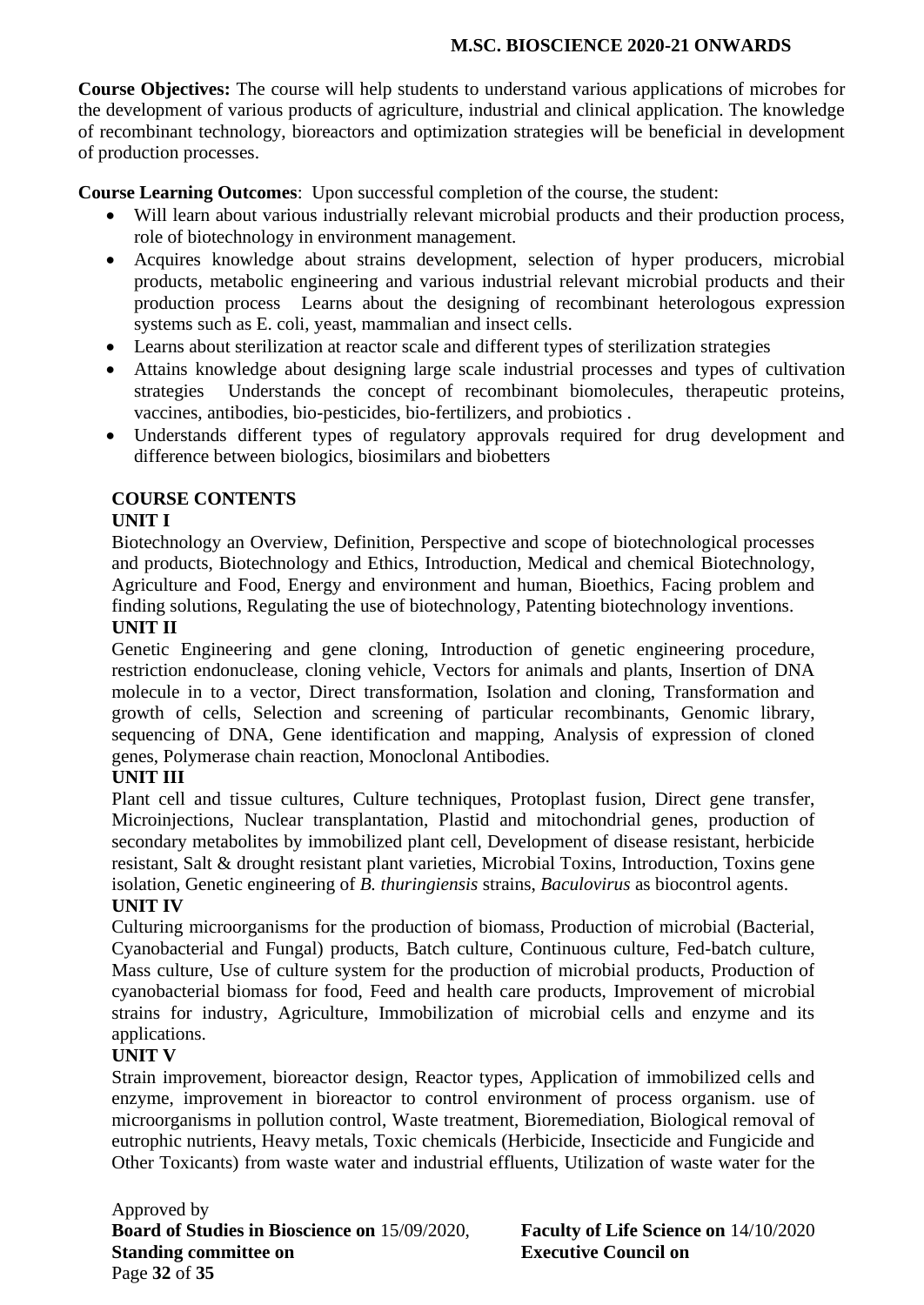**Course Objectives:** The course will help students to understand various applications of microbes for the development of various products of agriculture, industrial and clinical application. The knowledge of recombinant technology, bioreactors and optimization strategies will be beneficial in development of production processes.

**Course Learning Outcomes**: Upon successful completion of the course, the student:

- Will learn about various industrially relevant microbial products and their production process, role of biotechnology in environment management.
- Acquires knowledge about strains development, selection of hyper producers, microbial products, metabolic engineering and various industrial relevant microbial products and their production process Learns about the designing of recombinant heterologous expression systems such as E. coli, yeast, mammalian and insect cells.
- Learns about sterilization at reactor scale and different types of sterilization strategies
- Attains knowledge about designing large scale industrial processes and types of cultivation strategies Understands the concept of recombinant biomolecules, therapeutic proteins, vaccines, antibodies, bio-pesticides, bio-fertilizers, and probiotics .
- Understands different types of regulatory approvals required for drug development and difference between biologics, biosimilars and biobetters

**COURSE CONTENTS**

**UNIT I**

Biotechnology an Overview, Definition, Perspective and scope of biotechnological processes and products, Biotechnology and Ethics, Introduction, Medical and chemical Biotechnology, Agriculture and Food, Energy and environment and human, Bioethics, Facing problem and finding solutions, Regulating the use of biotechnology, Patenting biotechnology inventions.

**UNIT II**

Genetic Engineering and gene cloning, Introduction of genetic engineering procedure, restriction endonuclease, cloning vehicle, Vectors for animals and plants, Insertion of DNA molecule in to a vector, Direct transformation, Isolation and cloning, Transformation and growth of cells, Selection and screening of particular recombinants, Genomic library, sequencing of DNA, Gene identification and mapping, Analysis of expression of cloned genes, Polymerase chain reaction, Monoclonal Antibodies.

**UNIT III**

Plant cell and tissue cultures, Culture techniques, Protoplast fusion, Direct gene transfer, Microinjections, Nuclear transplantation, Plastid and mitochondrial genes, production of secondary metabolites by immobilized plant cell, Development of disease resistant, herbicide resistant, Salt & drought resistant plant varieties, Microbial Toxins, Introduction, Toxins gene isolation, Genetic engineering of *B. thuringiensis* strains, *Baculovirus* as biocontrol agents.

**UNIT IV**

Culturing microorganisms for the production of biomass, Production of microbial (Bacterial, Cyanobacterial and Fungal) products, Batch culture, Continuous culture, Fed-batch culture, Mass culture, Use of culture system for the production of microbial products, Production of cyanobacterial biomass for food, Feed and health care products, Improvement of microbial strains for industry, Agriculture, Immobilization of microbial cells and enzyme and its applications.

**UNIT V**

Strain improvement, bioreactor design, Reactor types, Application of immobilized cells and enzyme, improvement in bioreactor to control environment of process organism. use of microorganisms in pollution control, Waste treatment, Bioremediation, Biological removal of eutrophic nutrients, Heavy metals, Toxic chemicals (Herbicide, Insecticide and Fungicide and Other Toxicants) from waste water and industrial effluents, Utilization of waste water for the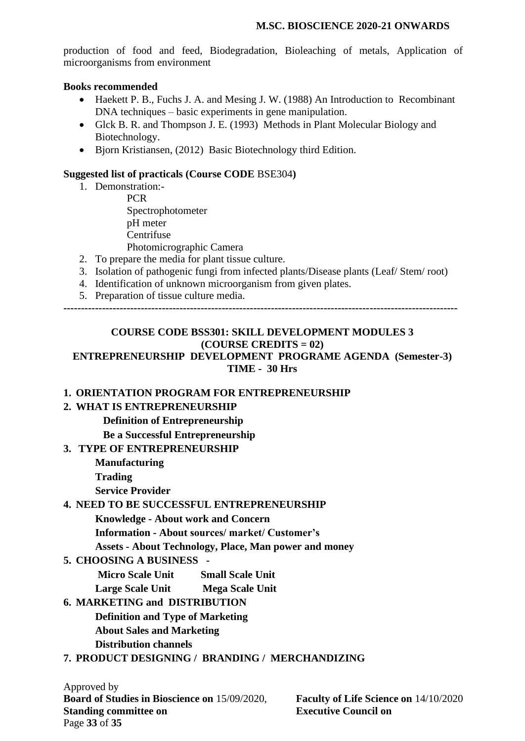production of food and feed, Biodegradation, Bioleaching of metals, Application of microorganisms from environment

**Books recommended**

- Haekett P. B., Fuchs J. A. and Mesing J. W. (1988) An Introduction to Recombinant DNA techniques – basic experiments in gene manipulation.
- Glck B. R. and Thompson J. E. (1993) Methods in Plant Molecular Biology and Biotechnology.
- Bjorn Kristiansen, (2012) Basic Biotechnology third Edition.

**Suggested list of practicals (Course CODE** BSE304**)**

1. Demonstration:-
   PCR
   Spectrophotometer
   pH meter
   Centrifuse
   Photomicrographic Camera
2. To prepare the media for plant tissue culture.
3. Isolation of pathogenic fungi from infected plants/Disease plants (Leaf/ Stem/ root)
4. Identification of unknown microorganism from given plates.
5. Preparation of tissue culture media.

---

## COURSE CODE BSS301: SKILL DEVELOPMENT MODULES 3
## (COURSE CREDITS = 02)
## ENTREPRENEURSHIP DEVELOPMENT PROGRAME AGENDA (Semester-3)
## TIME - 30 Hrs

1. **ORIENTATION PROGRAM FOR ENTREPRENEURSHIP**
2. **WHAT IS ENTREPRENEURSHIP**
   **Definition of Entrepreneurship**
   **Be a Successful Entrepreneurship**
3. **TYPE OF ENTREPRENEURSHIP**
   **Manufacturing**
   **Trading**
   **Service Provider**
4. **NEED TO BE SUCCESSFUL ENTREPRENEURSHIP**
   **Knowledge - About work and Concern**
   **Information - About sources/ market/ Customer's**
   **Assets - About Technology, Place, Man power and money**
5. **CHOOSING A BUSINESS -**
   **Micro Scale Unit Small Scale Unit**
   **Large Scale Unit Mega Scale Unit**
6. **MARKETING and DISTRIBUTION**
   **Definition and Type of Marketing**
   **About Sales and Marketing**
   **Distribution channels**
7. **PRODUCT DESIGNING / BRANDING / MERCHANDIZING**

Approved by
**Board of Studies in Bioscience on** 15/09/2020, **Faculty of Life Science on** 14/10/2020
**Standing committee on** **Executive Council on**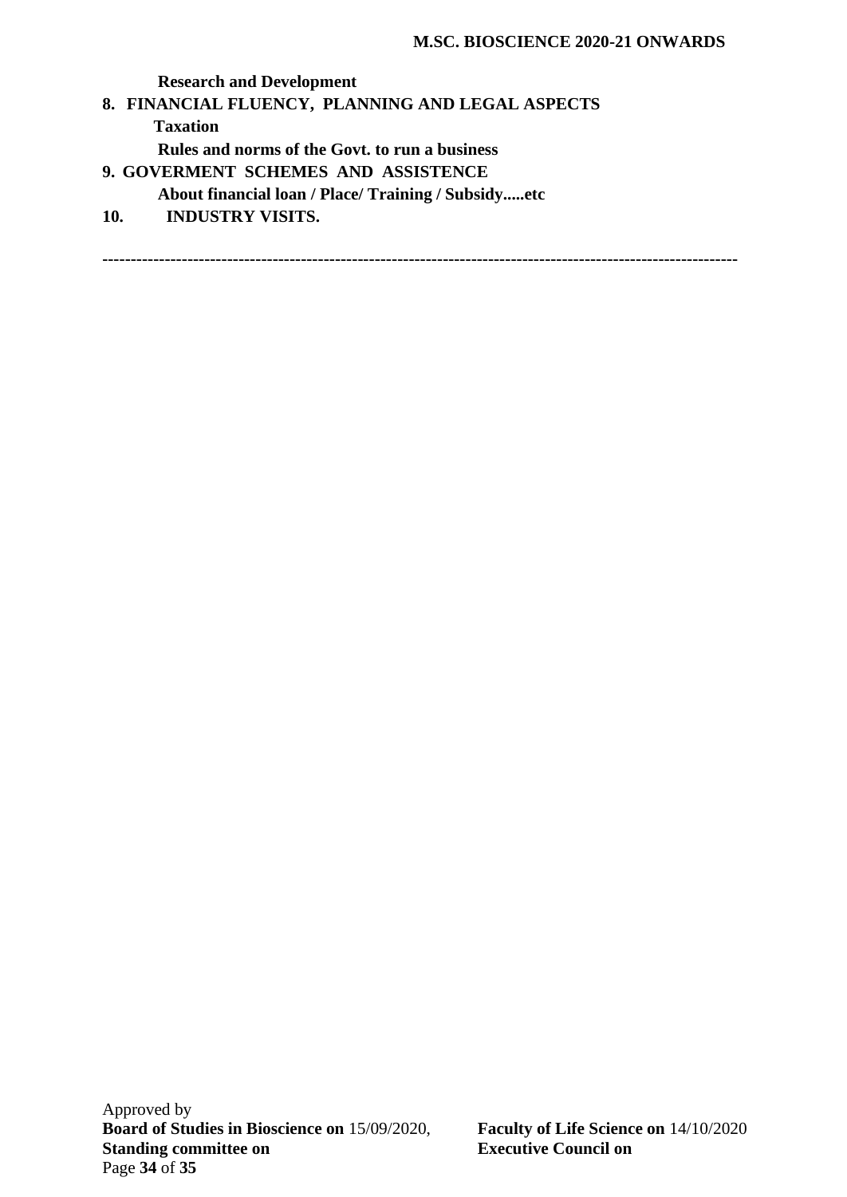**Research and Development**

**8. FINANCIAL FLUENCY, PLANNING AND LEGAL ASPECTS**

**Taxation**

**Rules and norms of the Govt. to run a business**

**9. GOVERMENT SCHEMES AND ASSISTENCE**

**About financial loan / Place/ Training / Subsidy.....etc**

**10. INDUSTRY VISITS.**

---

Approved by
**Board of Studies in Bioscience on** 15/09/2020, **Faculty of Life Science on** 14/10/2020
**Standing committee on** **Executive Council on**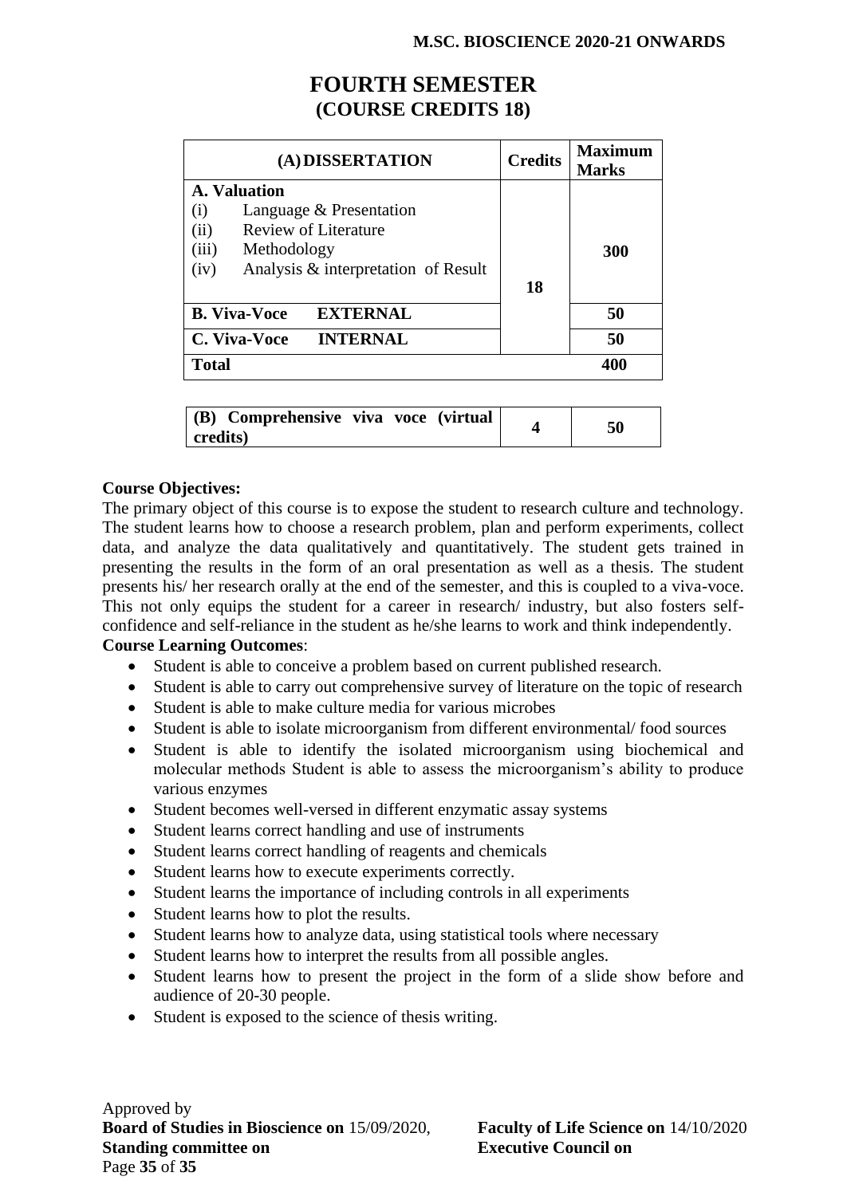# FOURTH SEMESTER
## (COURSE CREDITS 18)

| (A) DISSERTATION | Credits | Maximum Marks |
|---|---|---|
| **A. Valuation**<br>(i) Language & Presentation<br>(ii) Review of Literature<br>(iii) Methodology<br>(iv) Analysis & interpretation of Result | 18 | 300 |
| **B. Viva-Voce EXTERNAL** | | 50 |
| **C. Viva-Voce INTERNAL** | | 50 |
| **Total** | | 400 |

| | | |
|---|---|---|
| **(B) Comprehensive viva voce (virtual credits)** | 4 | 50 |

**Course Objectives:**

The primary object of this course is to expose the student to research culture and technology. The student learns how to choose a research problem, plan and perform experiments, collect data, and analyze the data qualitatively and quantitatively. The student gets trained in presenting the results in the form of an oral presentation as well as a thesis. The student presents his/ her research orally at the end of the semester, and this is coupled to a viva-voce. This not only equips the student for a career in research/ industry, but also fosters self-confidence and self-reliance in the student as he/she learns to work and think independently.

**Course Learning Outcomes**:

- Student is able to conceive a problem based on current published research.
- Student is able to carry out comprehensive survey of literature on the topic of research
- Student is able to make culture media for various microbes
- Student is able to isolate microorganism from different environmental/ food sources
- Student is able to identify the isolated microorganism using biochemical and molecular methods Student is able to assess the microorganism's ability to produce various enzymes
- Student becomes well-versed in different enzymatic assay systems
- Student learns correct handling and use of instruments
- Student learns correct handling of reagents and chemicals
- Student learns how to execute experiments correctly.
- Student learns the importance of including controls in all experiments
- Student learns how to plot the results.
- Student learns how to analyze data, using statistical tools where necessary
- Student learns how to interpret the results from all possible angles.
- Student learns how to present the project in the form of a slide show before and audience of 20-30 people.
- Student is exposed to the science of thesis writing.

Approved by
**Board of Studies in Bioscience on** 15/09/2020, **Faculty of Life Science on** 14/10/2020
**Standing committee on** **Executive Council on**